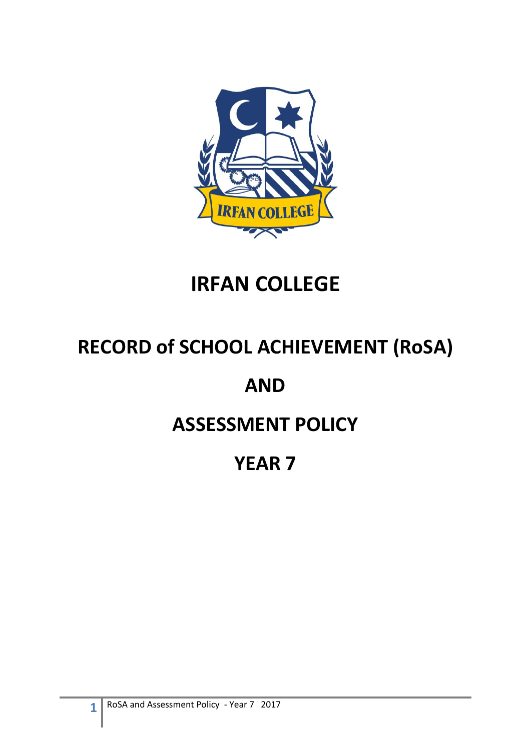# IRFAN COLLEGE

# RECORD of SCHOOL ACHIEVEMENT (RoSA)

# AND

# ASSESSMENT POLICY

# YEAR 7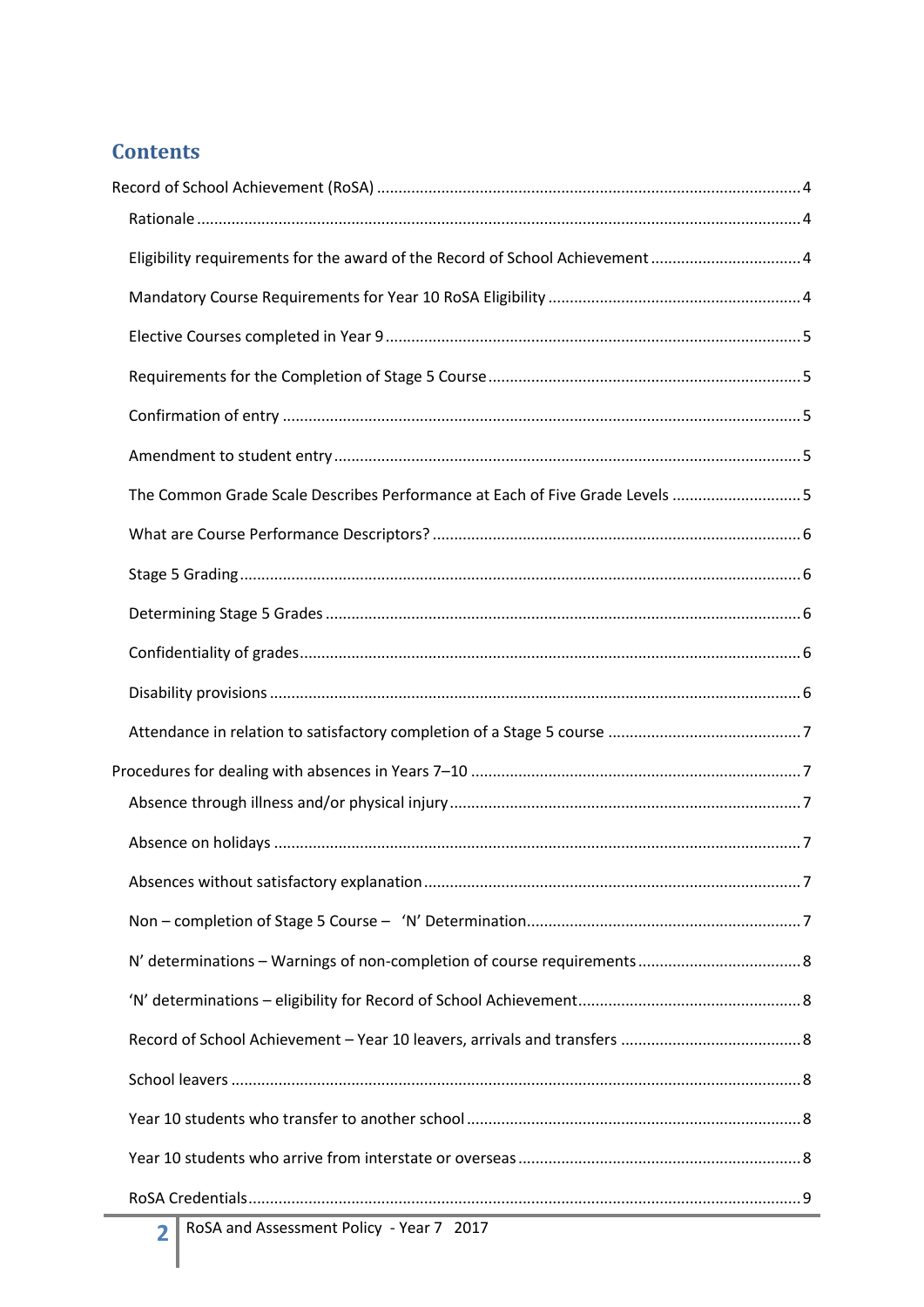## Contents

Record of School Achievement (RoSA) .......... 4

- Rationale .......... 4
- Eligibility requirements for the award of the Record of School Achievement .......... 4
- Mandatory Course Requirements for Year 10 RoSA Eligibility .......... 4
- Elective Courses completed in Year 9 .......... 5
- Requirements for the Completion of Stage 5 Course .......... 5
- Confirmation of entry .......... 5
- Amendment to student entry .......... 5
- The Common Grade Scale Describes Performance at Each of Five Grade Levels .......... 5
- What are Course Performance Descriptors? .......... 6
- Stage 5 Grading .......... 6
- Determining Stage 5 Grades .......... 6
- Confidentiality of grades .......... 6
- Disability provisions .......... 6
- Attendance in relation to satisfactory completion of a Stage 5 course .......... 7

Procedures for dealing with absences in Years 7–10 .......... 7

- Absence through illness and/or physical injury .......... 7
- Absence on holidays .......... 7
- Absences without satisfactory explanation .......... 7
- Non – completion of Stage 5 Course – 'N' Determination .......... 7
- N' determinations – Warnings of non-completion of course requirements .......... 8
- 'N' determinations – eligibility for Record of School Achievement .......... 8
- Record of School Achievement – Year 10 leavers, arrivals and transfers .......... 8
- School leavers .......... 8
- Year 10 students who transfer to another school .......... 8
- Year 10 students who arrive from interstate or overseas .......... 8
- RoSA Credentials .......... 9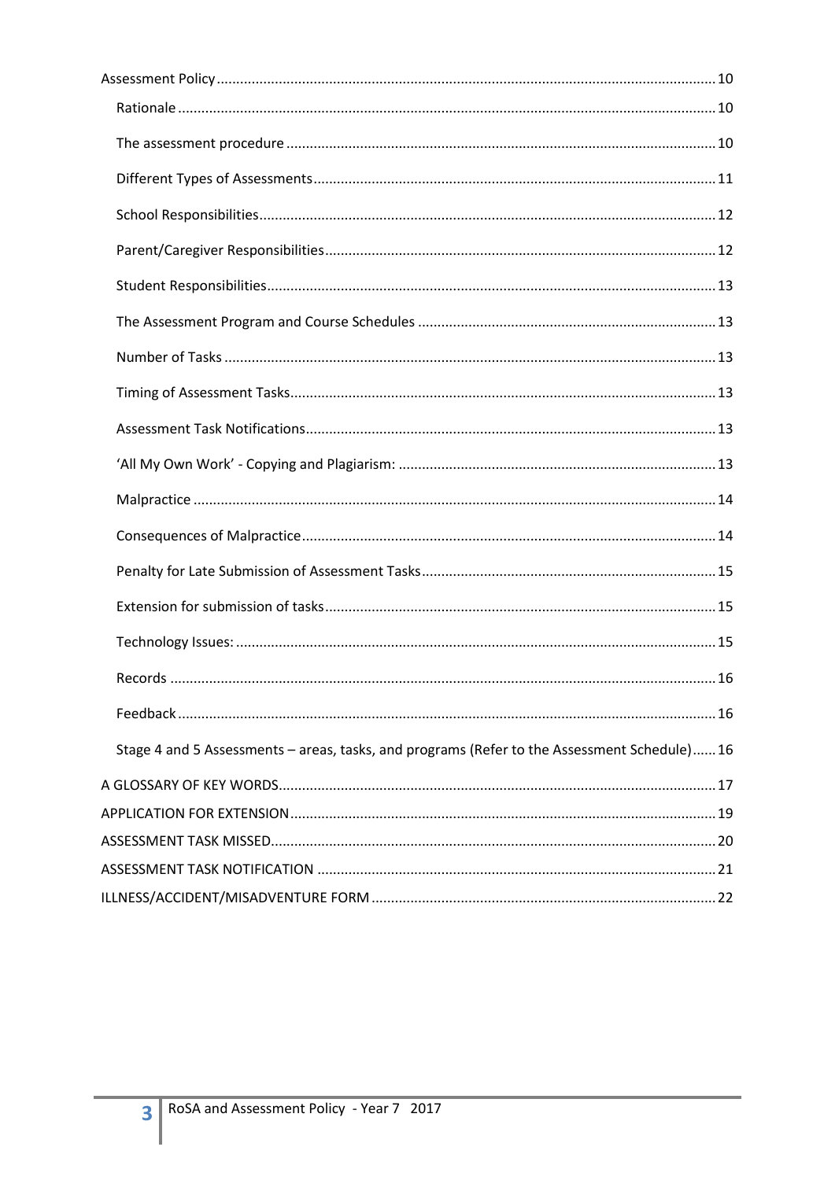- Assessment Policy ... 10
  - Rationale ... 10
  - The assessment procedure ... 10
  - Different Types of Assessments ... 11
  - School Responsibilities ... 12
  - Parent/Caregiver Responsibilities ... 12
  - Student Responsibilities ... 13
  - The Assessment Program and Course Schedules ... 13
  - Number of Tasks ... 13
  - Timing of Assessment Tasks ... 13
  - Assessment Task Notifications ... 13
  - 'All My Own Work' - Copying and Plagiarism: ... 13
  - Malpractice ... 14
  - Consequences of Malpractice ... 14
  - Penalty for Late Submission of Assessment Tasks ... 15
  - Extension for submission of tasks ... 15
  - Technology Issues: ... 15
  - Records ... 16
  - Feedback ... 16
  - Stage 4 and 5 Assessments – areas, tasks, and programs (Refer to the Assessment Schedule) ... 16
- A GLOSSARY OF KEY WORDS ... 17
- APPLICATION FOR EXTENSION ... 19
- ASSESSMENT TASK MISSED ... 20
- ASSESSMENT TASK NOTIFICATION ... 21
- ILLNESS/ACCIDENT/MISADVENTURE FORM ... 22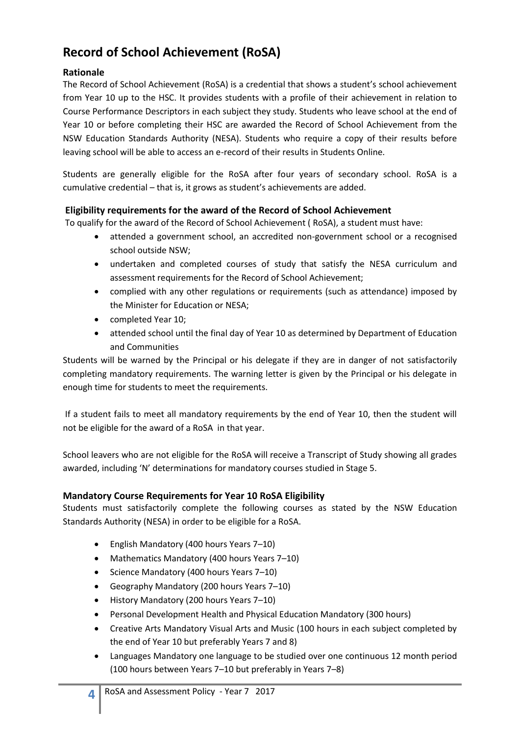# Record of School Achievement (RoSA)

### Rationale

The Record of School Achievement (RoSA) is a credential that shows a student's school achievement from Year 10 up to the HSC. It provides students with a profile of their achievement in relation to Course Performance Descriptors in each subject they study. Students who leave school at the end of Year 10 or before completing their HSC are awarded the Record of School Achievement from the NSW Education Standards Authority (NESA). Students who require a copy of their results before leaving school will be able to access an e-record of their results in Students Online.

Students are generally eligible for the RoSA after four years of secondary school. RoSA is a cumulative credential – that is, it grows as student's achievements are added.

### Eligibility requirements for the award of the Record of School Achievement

To qualify for the award of the Record of School Achievement ( RoSA), a student must have:

- attended a government school, an accredited non-government school or a recognised school outside NSW;
- undertaken and completed courses of study that satisfy the NESA curriculum and assessment requirements for the Record of School Achievement;
- complied with any other regulations or requirements (such as attendance) imposed by the Minister for Education or NESA;
- completed Year 10;
- attended school until the final day of Year 10 as determined by Department of Education and Communities

Students will be warned by the Principal or his delegate if they are in danger of not satisfactorily completing mandatory requirements. The warning letter is given by the Principal or his delegate in enough time for students to meet the requirements.

If a student fails to meet all mandatory requirements by the end of Year 10, then the student will not be eligible for the award of a RoSA in that year.

School leavers who are not eligible for the RoSA will receive a Transcript of Study showing all grades awarded, including 'N' determinations for mandatory courses studied in Stage 5.

### Mandatory Course Requirements for Year 10 RoSA Eligibility

Students must satisfactorily complete the following courses as stated by the NSW Education Standards Authority (NESA) in order to be eligible for a RoSA.

- English Mandatory (400 hours Years 7–10)
- Mathematics Mandatory (400 hours Years 7–10)
- Science Mandatory (400 hours Years 7–10)
- Geography Mandatory (200 hours Years 7–10)
- History Mandatory (200 hours Years 7–10)
- Personal Development Health and Physical Education Mandatory (300 hours)
- Creative Arts Mandatory Visual Arts and Music (100 hours in each subject completed by the end of Year 10 but preferably Years 7 and 8)
- Languages Mandatory one language to be studied over one continuous 12 month period (100 hours between Years 7–10 but preferably in Years 7–8)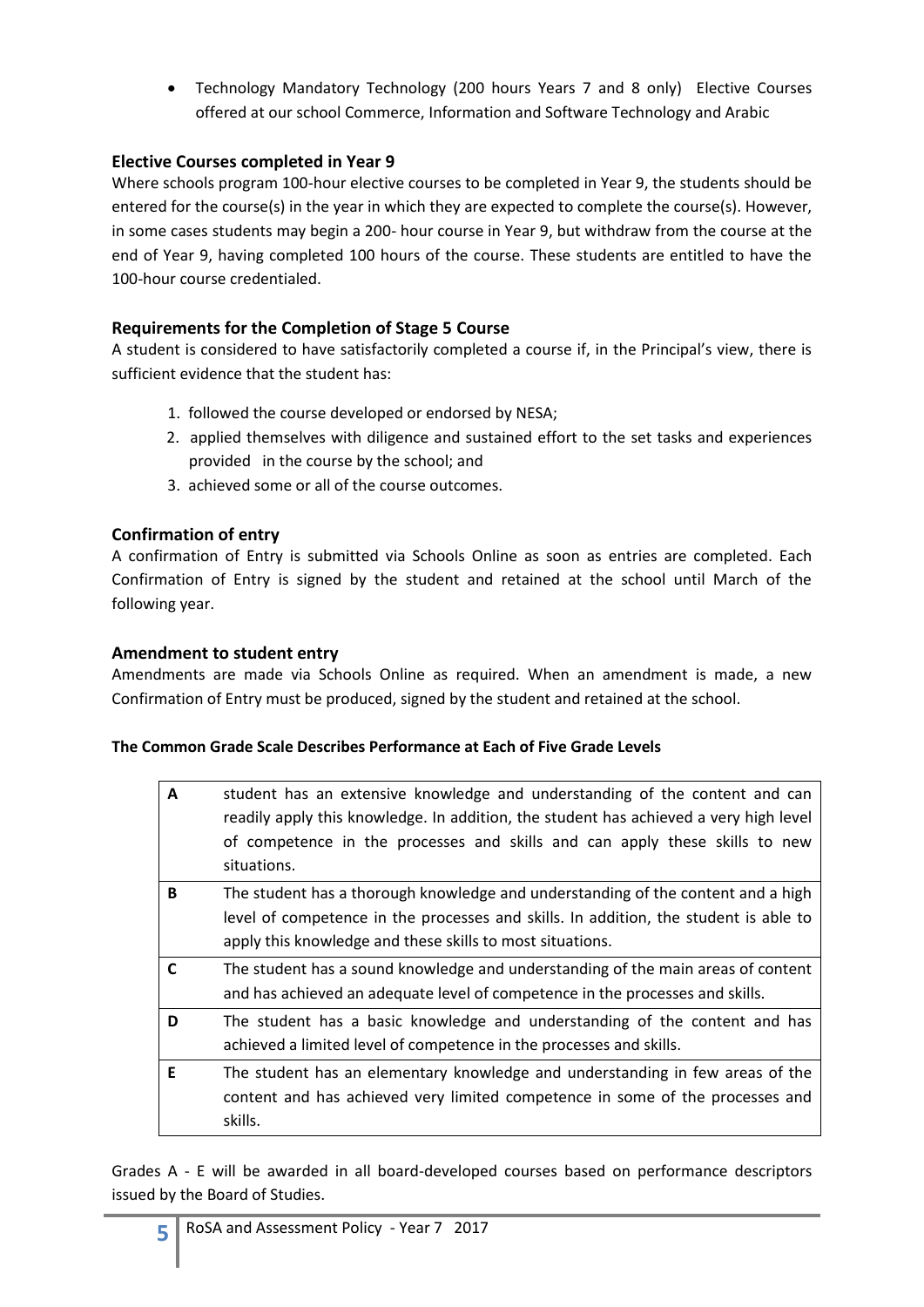- Technology Mandatory Technology (200 hours Years 7 and 8 only) Elective Courses offered at our school Commerce, Information and Software Technology and Arabic

### Elective Courses completed in Year 9

Where schools program 100-hour elective courses to be completed in Year 9, the students should be entered for the course(s) in the year in which they are expected to complete the course(s). However, in some cases students may begin a 200- hour course in Year 9, but withdraw from the course at the end of Year 9, having completed 100 hours of the course. These students are entitled to have the 100-hour course credentialed.

### Requirements for the Completion of Stage 5 Course

A student is considered to have satisfactorily completed a course if, in the Principal's view, there is sufficient evidence that the student has:

1. followed the course developed or endorsed by NESA;
2. applied themselves with diligence and sustained effort to the set tasks and experiences provided in the course by the school; and
3. achieved some or all of the course outcomes.

### Confirmation of entry

A confirmation of Entry is submitted via Schools Online as soon as entries are completed. Each Confirmation of Entry is signed by the student and retained at the school until March of the following year.

### Amendment to student entry

Amendments are made via Schools Online as required. When an amendment is made, a new Confirmation of Entry must be produced, signed by the student and retained at the school.

**The Common Grade Scale Describes Performance at Each of Five Grade Levels**

| Grade | Description |
|---|---|
| **A** | student has an extensive knowledge and understanding of the content and can readily apply this knowledge. In addition, the student has achieved a very high level of competence in the processes and skills and can apply these skills to new situations. |
| **B** | The student has a thorough knowledge and understanding of the content and a high level of competence in the processes and skills. In addition, the student is able to apply this knowledge and these skills to most situations. |
| **C** | The student has a sound knowledge and understanding of the main areas of content and has achieved an adequate level of competence in the processes and skills. |
| **D** | The student has a basic knowledge and understanding of the content and has achieved a limited level of competence in the processes and skills. |
| **E** | The student has an elementary knowledge and understanding in few areas of the content and has achieved very limited competence in some of the processes and skills. |

Grades A - E will be awarded in all board-developed courses based on performance descriptors issued by the Board of Studies.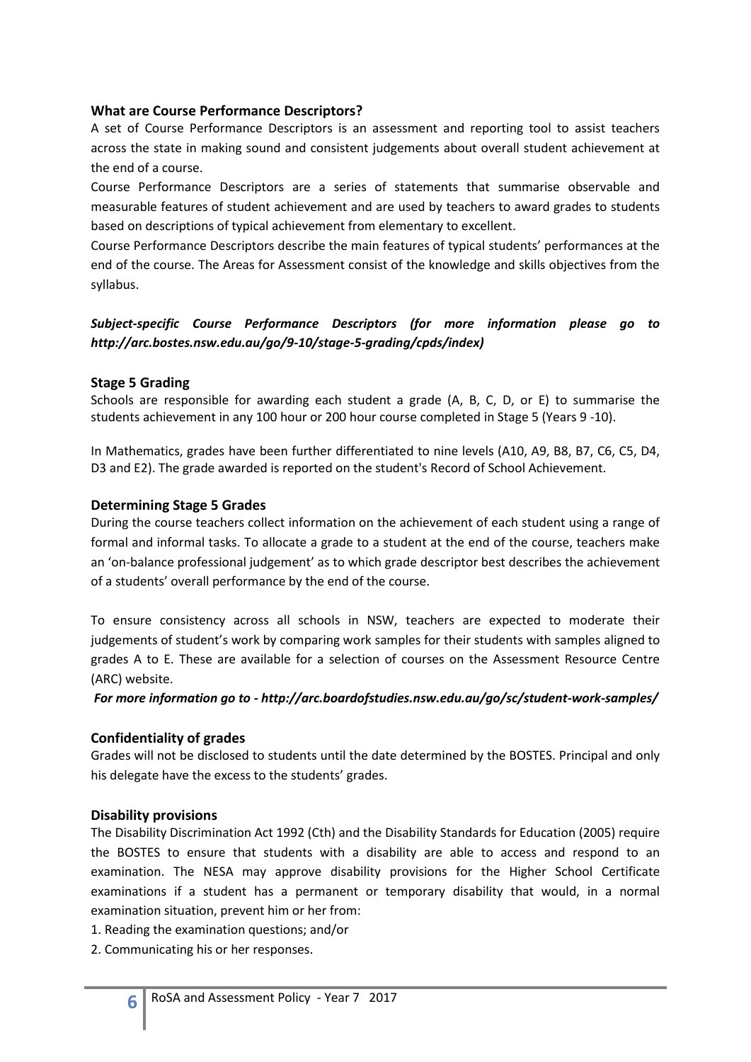### What are Course Performance Descriptors?

A set of Course Performance Descriptors is an assessment and reporting tool to assist teachers across the state in making sound and consistent judgements about overall student achievement at the end of a course.

Course Performance Descriptors are a series of statements that summarise observable and measurable features of student achievement and are used by teachers to award grades to students based on descriptions of typical achievement from elementary to excellent.

Course Performance Descriptors describe the main features of typical students' performances at the end of the course. The Areas for Assessment consist of the knowledge and skills objectives from the syllabus.

***Subject-specific Course Performance Descriptors (for more information please go to http://arc.bostes.nsw.edu.au/go/9-10/stage-5-grading/cpds/index)***

### Stage 5 Grading

Schools are responsible for awarding each student a grade (A, B, C, D, or E) to summarise the students achievement in any 100 hour or 200 hour course completed in Stage 5 (Years 9 -10).

In Mathematics, grades have been further differentiated to nine levels (A10, A9, B8, B7, C6, C5, D4, D3 and E2). The grade awarded is reported on the student's Record of School Achievement.

### Determining Stage 5 Grades

During the course teachers collect information on the achievement of each student using a range of formal and informal tasks. To allocate a grade to a student at the end of the course, teachers make an 'on-balance professional judgement' as to which grade descriptor best describes the achievement of a students' overall performance by the end of the course.

To ensure consistency across all schools in NSW, teachers are expected to moderate their judgements of student's work by comparing work samples for their students with samples aligned to grades A to E. These are available for a selection of courses on the Assessment Resource Centre (ARC) website.

***For more information go to - http://arc.boardofstudies.nsw.edu.au/go/sc/student-work-samples/***

### Confidentiality of grades

Grades will not be disclosed to students until the date determined by the BOSTES. Principal and only his delegate have the excess to the students' grades.

### Disability provisions

The Disability Discrimination Act 1992 (Cth) and the Disability Standards for Education (2005) require the BOSTES to ensure that students with a disability are able to access and respond to an examination. The NESA may approve disability provisions for the Higher School Certificate examinations if a student has a permanent or temporary disability that would, in a normal examination situation, prevent him or her from:

1. Reading the examination questions; and/or
2. Communicating his or her responses.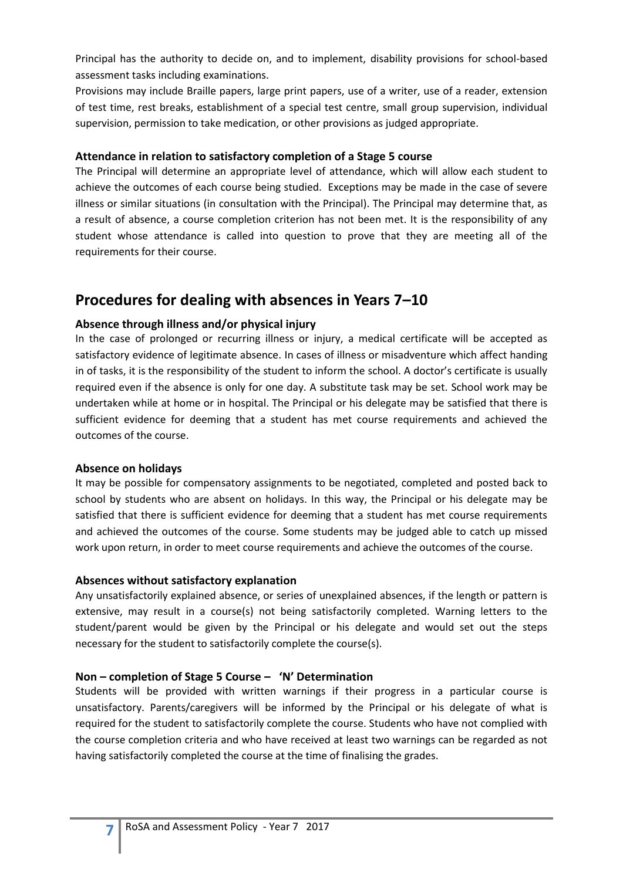Principal has the authority to decide on, and to implement, disability provisions for school-based assessment tasks including examinations.

Provisions may include Braille papers, large print papers, use of a writer, use of a reader, extension of test time, rest breaks, establishment of a special test centre, small group supervision, individual supervision, permission to take medication, or other provisions as judged appropriate.

### Attendance in relation to satisfactory completion of a Stage 5 course

The Principal will determine an appropriate level of attendance, which will allow each student to achieve the outcomes of each course being studied. Exceptions may be made in the case of severe illness or similar situations (in consultation with the Principal). The Principal may determine that, as a result of absence, a course completion criterion has not been met. It is the responsibility of any student whose attendance is called into question to prove that they are meeting all of the requirements for their course.

## Procedures for dealing with absences in Years 7–10

### Absence through illness and/or physical injury

In the case of prolonged or recurring illness or injury, a medical certificate will be accepted as satisfactory evidence of legitimate absence. In cases of illness or misadventure which affect handing in of tasks, it is the responsibility of the student to inform the school. A doctor's certificate is usually required even if the absence is only for one day. A substitute task may be set. School work may be undertaken while at home or in hospital. The Principal or his delegate may be satisfied that there is sufficient evidence for deeming that a student has met course requirements and achieved the outcomes of the course.

### Absence on holidays

It may be possible for compensatory assignments to be negotiated, completed and posted back to school by students who are absent on holidays. In this way, the Principal or his delegate may be satisfied that there is sufficient evidence for deeming that a student has met course requirements and achieved the outcomes of the course. Some students may be judged able to catch up missed work upon return, in order to meet course requirements and achieve the outcomes of the course.

### Absences without satisfactory explanation

Any unsatisfactorily explained absence, or series of unexplained absences, if the length or pattern is extensive, may result in a course(s) not being satisfactorily completed. Warning letters to the student/parent would be given by the Principal or his delegate and would set out the steps necessary for the student to satisfactorily complete the course(s).

### Non – completion of Stage 5 Course – 'N' Determination

Students will be provided with written warnings if their progress in a particular course is unsatisfactory. Parents/caregivers will be informed by the Principal or his delegate of what is required for the student to satisfactorily complete the course. Students who have not complied with the course completion criteria and who have received at least two warnings can be regarded as not having satisfactorily completed the course at the time of finalising the grades.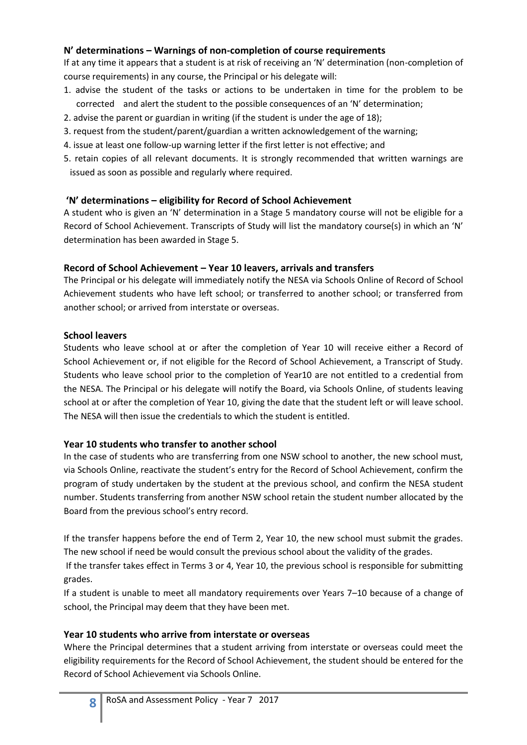### N' determinations – Warnings of non-completion of course requirements

If at any time it appears that a student is at risk of receiving an 'N' determination (non-completion of course requirements) in any course, the Principal or his delegate will:

1. advise the student of the tasks or actions to be undertaken in time for the problem to be corrected and alert the student to the possible consequences of an 'N' determination;
2. advise the parent or guardian in writing (if the student is under the age of 18);
3. request from the student/parent/guardian a written acknowledgement of the warning;
4. issue at least one follow-up warning letter if the first letter is not effective; and
5. retain copies of all relevant documents. It is strongly recommended that written warnings are issued as soon as possible and regularly where required.

### 'N' determinations – eligibility for Record of School Achievement

A student who is given an 'N' determination in a Stage 5 mandatory course will not be eligible for a Record of School Achievement. Transcripts of Study will list the mandatory course(s) in which an 'N' determination has been awarded in Stage 5.

### Record of School Achievement – Year 10 leavers, arrivals and transfers

The Principal or his delegate will immediately notify the NESA via Schools Online of Record of School Achievement students who have left school; or transferred to another school; or transferred from another school; or arrived from interstate or overseas.

### School leavers

Students who leave school at or after the completion of Year 10 will receive either a Record of School Achievement or, if not eligible for the Record of School Achievement, a Transcript of Study. Students who leave school prior to the completion of Year10 are not entitled to a credential from the NESA. The Principal or his delegate will notify the Board, via Schools Online, of students leaving school at or after the completion of Year 10, giving the date that the student left or will leave school. The NESA will then issue the credentials to which the student is entitled.

### Year 10 students who transfer to another school

In the case of students who are transferring from one NSW school to another, the new school must, via Schools Online, reactivate the student's entry for the Record of School Achievement, confirm the program of study undertaken by the student at the previous school, and confirm the NESA student number. Students transferring from another NSW school retain the student number allocated by the Board from the previous school's entry record.

If the transfer happens before the end of Term 2, Year 10, the new school must submit the grades. The new school if need be would consult the previous school about the validity of the grades.

If the transfer takes effect in Terms 3 or 4, Year 10, the previous school is responsible for submitting grades.

If a student is unable to meet all mandatory requirements over Years 7–10 because of a change of school, the Principal may deem that they have been met.

### Year 10 students who arrive from interstate or overseas

Where the Principal determines that a student arriving from interstate or overseas could meet the eligibility requirements for the Record of School Achievement, the student should be entered for the Record of School Achievement via Schools Online.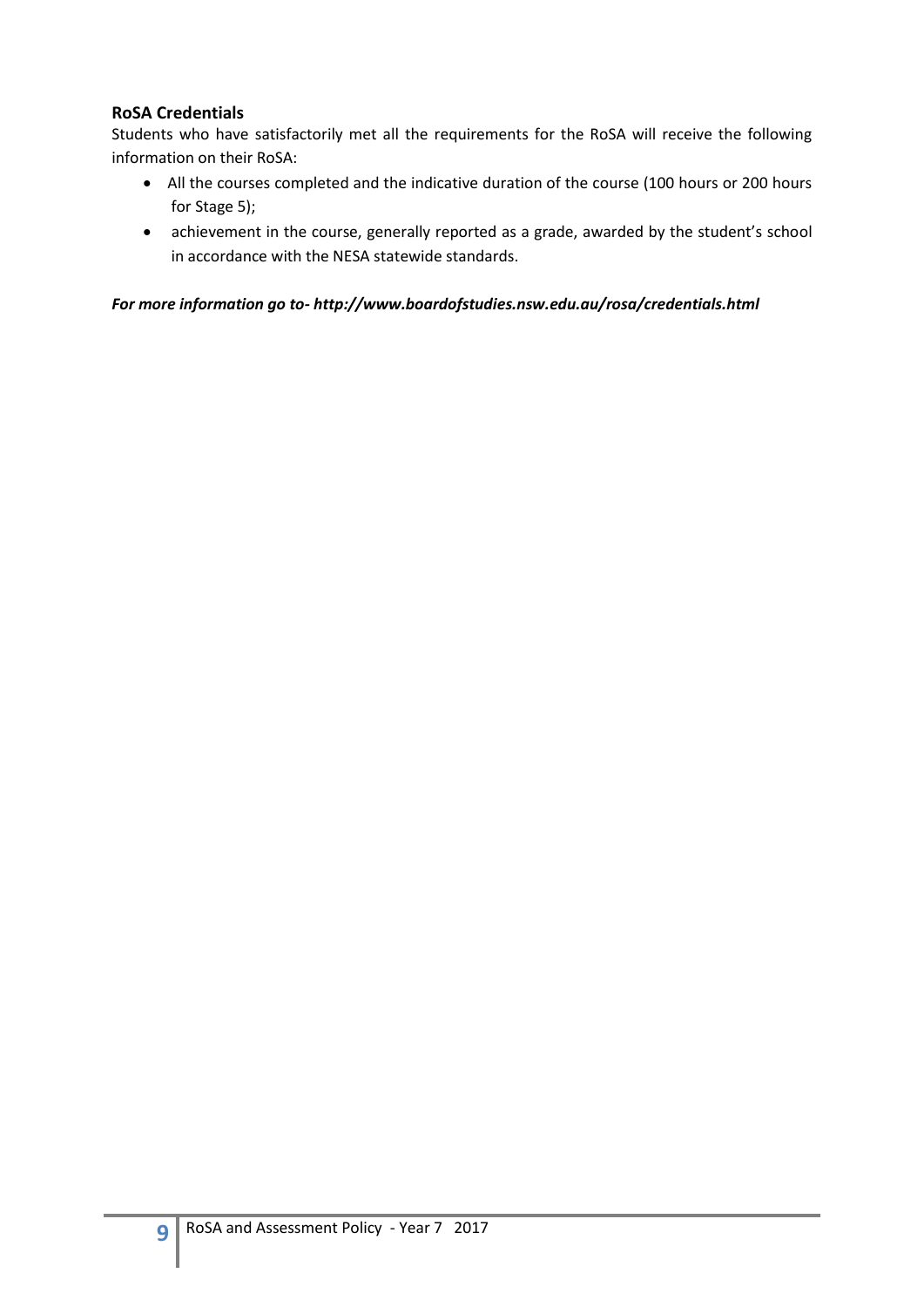**RoSA Credentials**

Students who have satisfactorily met all the requirements for the RoSA will receive the following information on their RoSA:

- All the courses completed and the indicative duration of the course (100 hours or 200 hours for Stage 5);
- achievement in the course, generally reported as a grade, awarded by the student's school in accordance with the NESA statewide standards.

***For more information go to- http://www.boardofstudies.nsw.edu.au/rosa/credentials.html***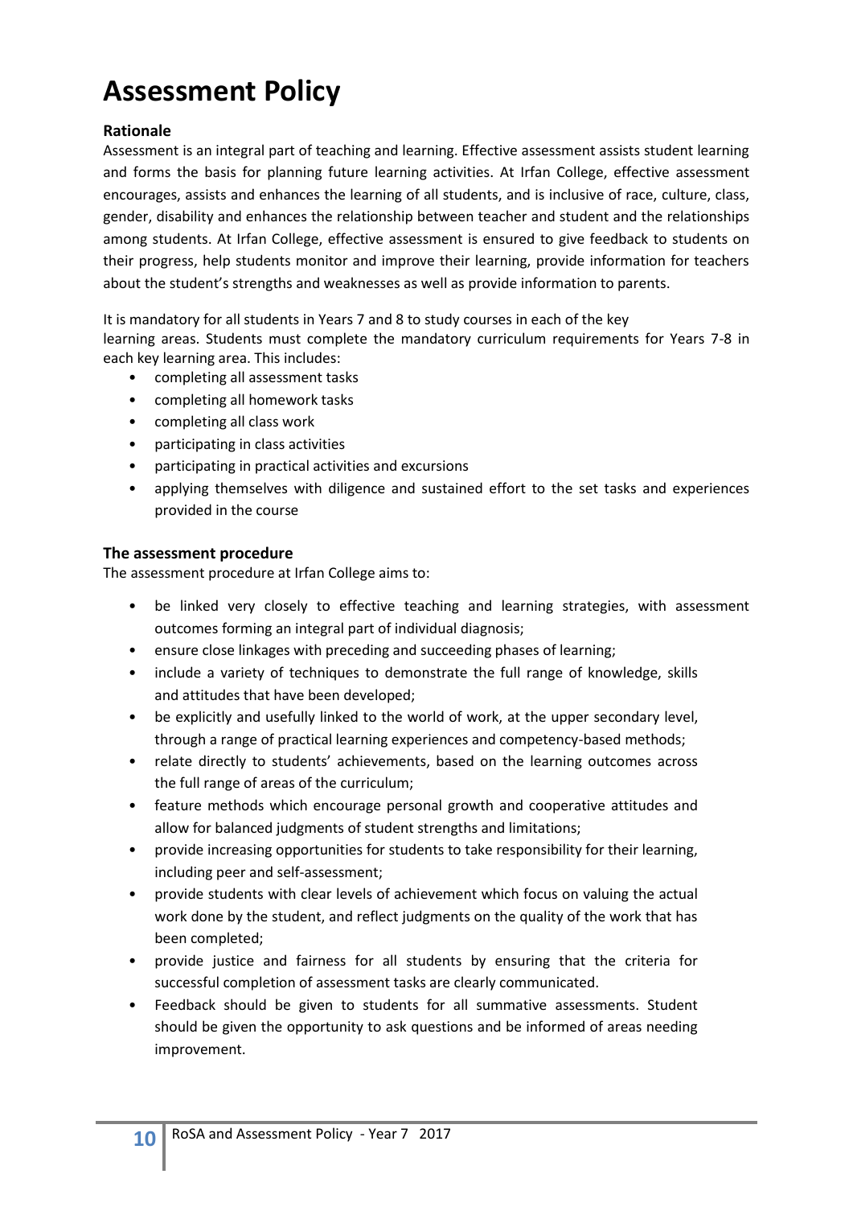# Assessment Policy

### Rationale

Assessment is an integral part of teaching and learning. Effective assessment assists student learning and forms the basis for planning future learning activities. At Irfan College, effective assessment encourages, assists and enhances the learning of all students, and is inclusive of race, culture, class, gender, disability and enhances the relationship between teacher and student and the relationships among students. At Irfan College, effective assessment is ensured to give feedback to students on their progress, help students monitor and improve their learning, provide information for teachers about the student's strengths and weaknesses as well as provide information to parents.

It is mandatory for all students in Years 7 and 8 to study courses in each of the key learning areas. Students must complete the mandatory curriculum requirements for Years 7-8 in each key learning area. This includes:

- completing all assessment tasks
- completing all homework tasks
- completing all class work
- participating in class activities
- participating in practical activities and excursions
- applying themselves with diligence and sustained effort to the set tasks and experiences provided in the course

### The assessment procedure

The assessment procedure at Irfan College aims to:

- be linked very closely to effective teaching and learning strategies, with assessment outcomes forming an integral part of individual diagnosis;
- ensure close linkages with preceding and succeeding phases of learning;
- include a variety of techniques to demonstrate the full range of knowledge, skills and attitudes that have been developed;
- be explicitly and usefully linked to the world of work, at the upper secondary level, through a range of practical learning experiences and competency-based methods;
- relate directly to students' achievements, based on the learning outcomes across the full range of areas of the curriculum;
- feature methods which encourage personal growth and cooperative attitudes and allow for balanced judgments of student strengths and limitations;
- provide increasing opportunities for students to take responsibility for their learning, including peer and self-assessment;
- provide students with clear levels of achievement which focus on valuing the actual work done by the student, and reflect judgments on the quality of the work that has been completed;
- provide justice and fairness for all students by ensuring that the criteria for successful completion of assessment tasks are clearly communicated.
- Feedback should be given to students for all summative assessments. Student should be given the opportunity to ask questions and be informed of areas needing improvement.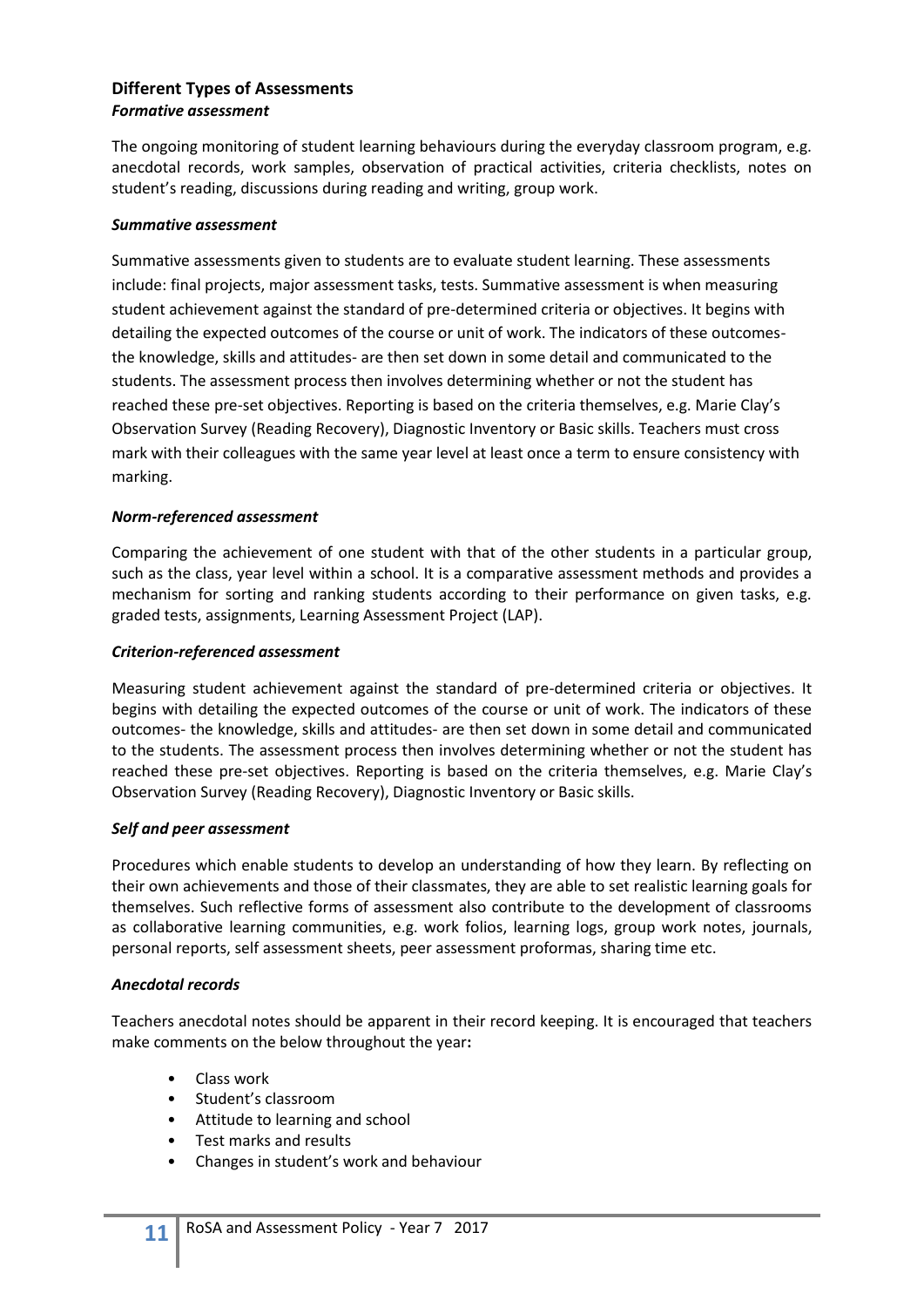## Different Types of Assessments

### *Formative assessment*

The ongoing monitoring of student learning behaviours during the everyday classroom program, e.g. anecdotal records, work samples, observation of practical activities, criteria checklists, notes on student's reading, discussions during reading and writing, group work.

### *Summative assessment*

Summative assessments given to students are to evaluate student learning. These assessments include: final projects, major assessment tasks, tests. Summative assessment is when measuring student achievement against the standard of pre-determined criteria or objectives. It begins with detailing the expected outcomes of the course or unit of work. The indicators of these outcomes- the knowledge, skills and attitudes- are then set down in some detail and communicated to the students. The assessment process then involves determining whether or not the student has reached these pre-set objectives. Reporting is based on the criteria themselves, e.g. Marie Clay's Observation Survey (Reading Recovery), Diagnostic Inventory or Basic skills. Teachers must cross mark with their colleagues with the same year level at least once a term to ensure consistency with marking.

### *Norm-referenced assessment*

Comparing the achievement of one student with that of the other students in a particular group, such as the class, year level within a school. It is a comparative assessment methods and provides a mechanism for sorting and ranking students according to their performance on given tasks, e.g. graded tests, assignments, Learning Assessment Project (LAP).

### *Criterion-referenced assessment*

Measuring student achievement against the standard of pre-determined criteria or objectives. It begins with detailing the expected outcomes of the course or unit of work. The indicators of these outcomes- the knowledge, skills and attitudes- are then set down in some detail and communicated to the students. The assessment process then involves determining whether or not the student has reached these pre-set objectives. Reporting is based on the criteria themselves, e.g. Marie Clay's Observation Survey (Reading Recovery), Diagnostic Inventory or Basic skills.

### *Self and peer assessment*

Procedures which enable students to develop an understanding of how they learn. By reflecting on their own achievements and those of their classmates, they are able to set realistic learning goals for themselves. Such reflective forms of assessment also contribute to the development of classrooms as collaborative learning communities, e.g. work folios, learning logs, group work notes, journals, personal reports, self assessment sheets, peer assessment proformas, sharing time etc.

### *Anecdotal records*

Teachers anecdotal notes should be apparent in their record keeping. It is encouraged that teachers make comments on the below throughout the year**:**

- Class work
- Student's classroom
- Attitude to learning and school
- Test marks and results
- Changes in student's work and behaviour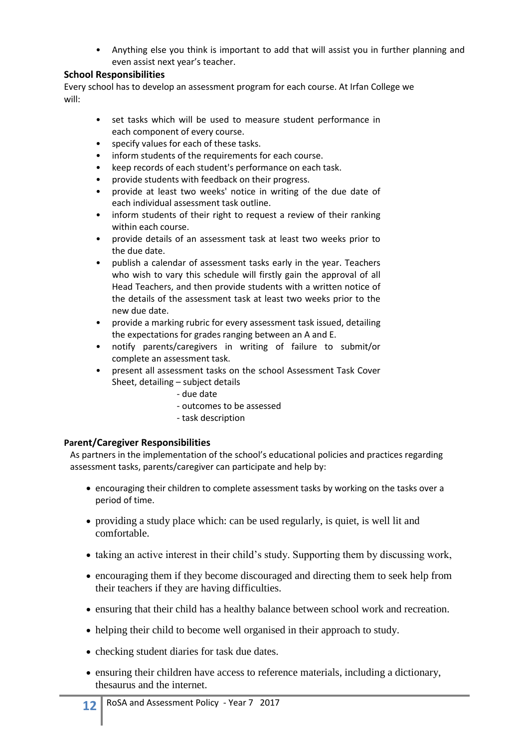- Anything else you think is important to add that will assist you in further planning and even assist next year's teacher.

**School Responsibilities**

Every school has to develop an assessment program for each course. At Irfan College we will:

- set tasks which will be used to measure student performance in each component of every course.
- specify values for each of these tasks.
- inform students of the requirements for each course.
- keep records of each student's performance on each task.
- provide students with feedback on their progress.
- provide at least two weeks' notice in writing of the due date of each individual assessment task outline.
- inform students of their right to request a review of their ranking within each course.
- provide details of an assessment task at least two weeks prior to the due date.
- publish a calendar of assessment tasks early in the year. Teachers who wish to vary this schedule will firstly gain the approval of all Head Teachers, and then provide students with a written notice of the details of the assessment task at least two weeks prior to the new due date.
- provide a marking rubric for every assessment task issued, detailing the expectations for grades ranging between an A and E.
- notify parents/caregivers in writing of failure to submit/or complete an assessment task.
- present all assessment tasks on the school Assessment Task Cover Sheet, detailing – subject details
  - due date
  - outcomes to be assessed
  - task description

**Parent/Caregiver Responsibilities**

As partners in the implementation of the school's educational policies and practices regarding assessment tasks, parents/caregiver can participate and help by:

- encouraging their children to complete assessment tasks by working on the tasks over a period of time.
- providing a study place which: can be used regularly, is quiet, is well lit and comfortable.
- taking an active interest in their child's study. Supporting them by discussing work,
- encouraging them if they become discouraged and directing them to seek help from their teachers if they are having difficulties.
- ensuring that their child has a healthy balance between school work and recreation.
- helping their child to become well organised in their approach to study.
- checking student diaries for task due dates.
- ensuring their children have access to reference materials, including a dictionary, thesaurus and the internet.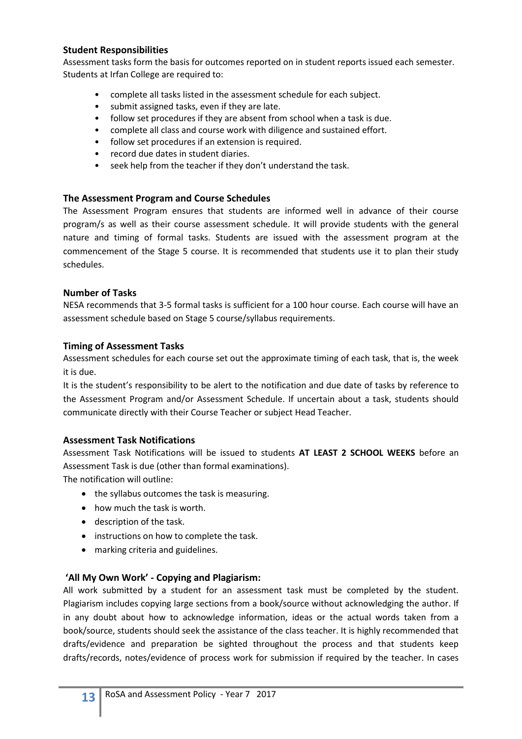**Student Responsibilities**

Assessment tasks form the basis for outcomes reported on in student reports issued each semester. Students at Irfan College are required to:

- complete all tasks listed in the assessment schedule for each subject.
- submit assigned tasks, even if they are late.
- follow set procedures if they are absent from school when a task is due.
- complete all class and course work with diligence and sustained effort.
- follow set procedures if an extension is required.
- record due dates in student diaries.
- seek help from the teacher if they don't understand the task.

**The Assessment Program and Course Schedules**

The Assessment Program ensures that students are informed well in advance of their course program/s as well as their course assessment schedule. It will provide students with the general nature and timing of formal tasks. Students are issued with the assessment program at the commencement of the Stage 5 course. It is recommended that students use it to plan their study schedules.

**Number of Tasks**

NESA recommends that 3-5 formal tasks is sufficient for a 100 hour course. Each course will have an assessment schedule based on Stage 5 course/syllabus requirements.

**Timing of Assessment Tasks**

Assessment schedules for each course set out the approximate timing of each task, that is, the week it is due.

It is the student's responsibility to be alert to the notification and due date of tasks by reference to the Assessment Program and/or Assessment Schedule. If uncertain about a task, students should communicate directly with their Course Teacher or subject Head Teacher.

**Assessment Task Notifications**

Assessment Task Notifications will be issued to students **AT LEAST 2 SCHOOL WEEKS** before an Assessment Task is due (other than formal examinations).

The notification will outline:

- the syllabus outcomes the task is measuring.
- how much the task is worth.
- description of the task.
- instructions on how to complete the task.
- marking criteria and guidelines.

**'All My Own Work' - Copying and Plagiarism:**

All work submitted by a student for an assessment task must be completed by the student. Plagiarism includes copying large sections from a book/source without acknowledging the author. If in any doubt about how to acknowledge information, ideas or the actual words taken from a book/source, students should seek the assistance of the class teacher. It is highly recommended that drafts/evidence and preparation be sighted throughout the process and that students keep drafts/records, notes/evidence of process work for submission if required by the teacher. In cases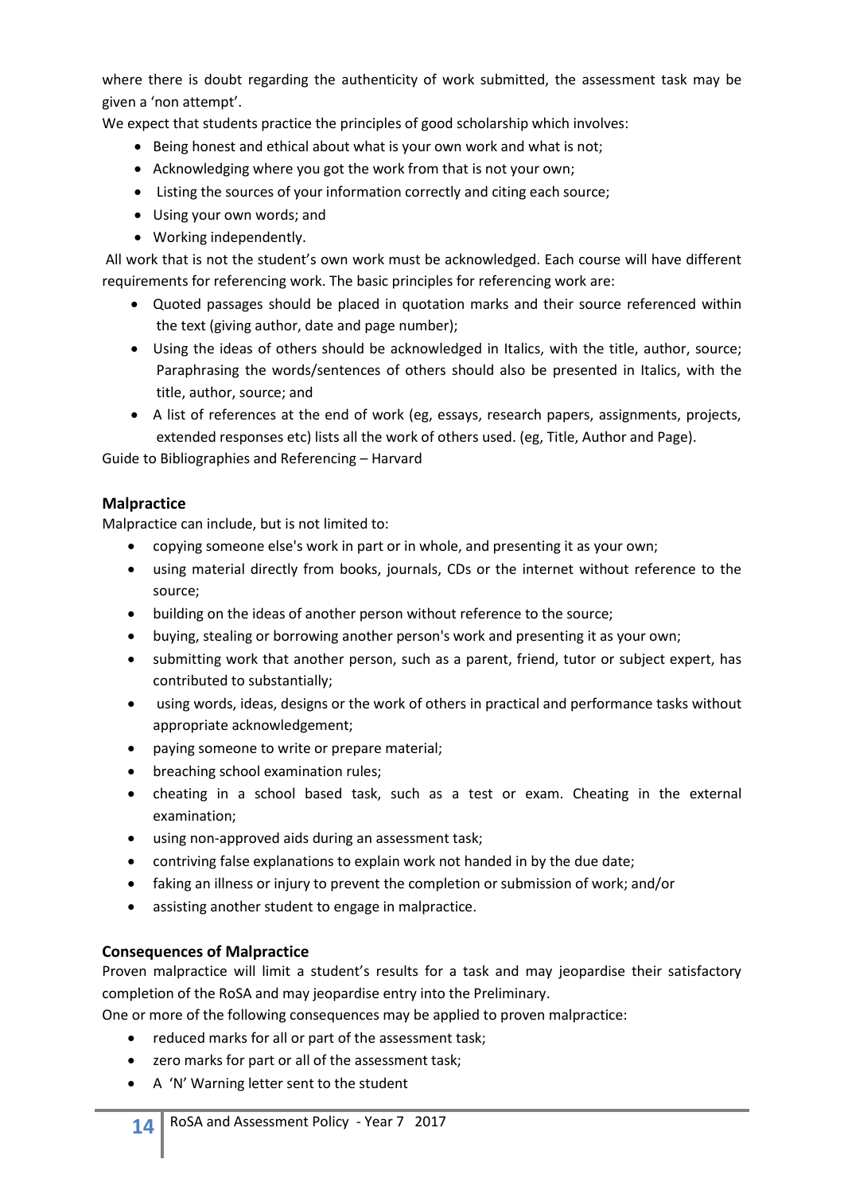where there is doubt regarding the authenticity of work submitted, the assessment task may be given a 'non attempt'.

We expect that students practice the principles of good scholarship which involves:

- Being honest and ethical about what is your own work and what is not;
- Acknowledging where you got the work from that is not your own;
- Listing the sources of your information correctly and citing each source;
- Using your own words; and
- Working independently.

All work that is not the student's own work must be acknowledged. Each course will have different requirements for referencing work. The basic principles for referencing work are:

- Quoted passages should be placed in quotation marks and their source referenced within the text (giving author, date and page number);
- Using the ideas of others should be acknowledged in Italics, with the title, author, source; Paraphrasing the words/sentences of others should also be presented in Italics, with the title, author, source; and
- A list of references at the end of work (eg, essays, research papers, assignments, projects, extended responses etc) lists all the work of others used. (eg, Title, Author and Page).

Guide to Bibliographies and Referencing – Harvard

## Malpractice

Malpractice can include, but is not limited to:

- copying someone else's work in part or in whole, and presenting it as your own;
- using material directly from books, journals, CDs or the internet without reference to the source;
- building on the ideas of another person without reference to the source;
- buying, stealing or borrowing another person's work and presenting it as your own;
- submitting work that another person, such as a parent, friend, tutor or subject expert, has contributed to substantially;
- using words, ideas, designs or the work of others in practical and performance tasks without appropriate acknowledgement;
- paying someone to write or prepare material;
- breaching school examination rules;
- cheating in a school based task, such as a test or exam. Cheating in the external examination;
- using non-approved aids during an assessment task;
- contriving false explanations to explain work not handed in by the due date;
- faking an illness or injury to prevent the completion or submission of work; and/or
- assisting another student to engage in malpractice.

## Consequences of Malpractice

Proven malpractice will limit a student's results for a task and may jeopardise their satisfactory completion of the RoSA and may jeopardise entry into the Preliminary.

One or more of the following consequences may be applied to proven malpractice:

- reduced marks for all or part of the assessment task;
- zero marks for part or all of the assessment task;
- A 'N' Warning letter sent to the student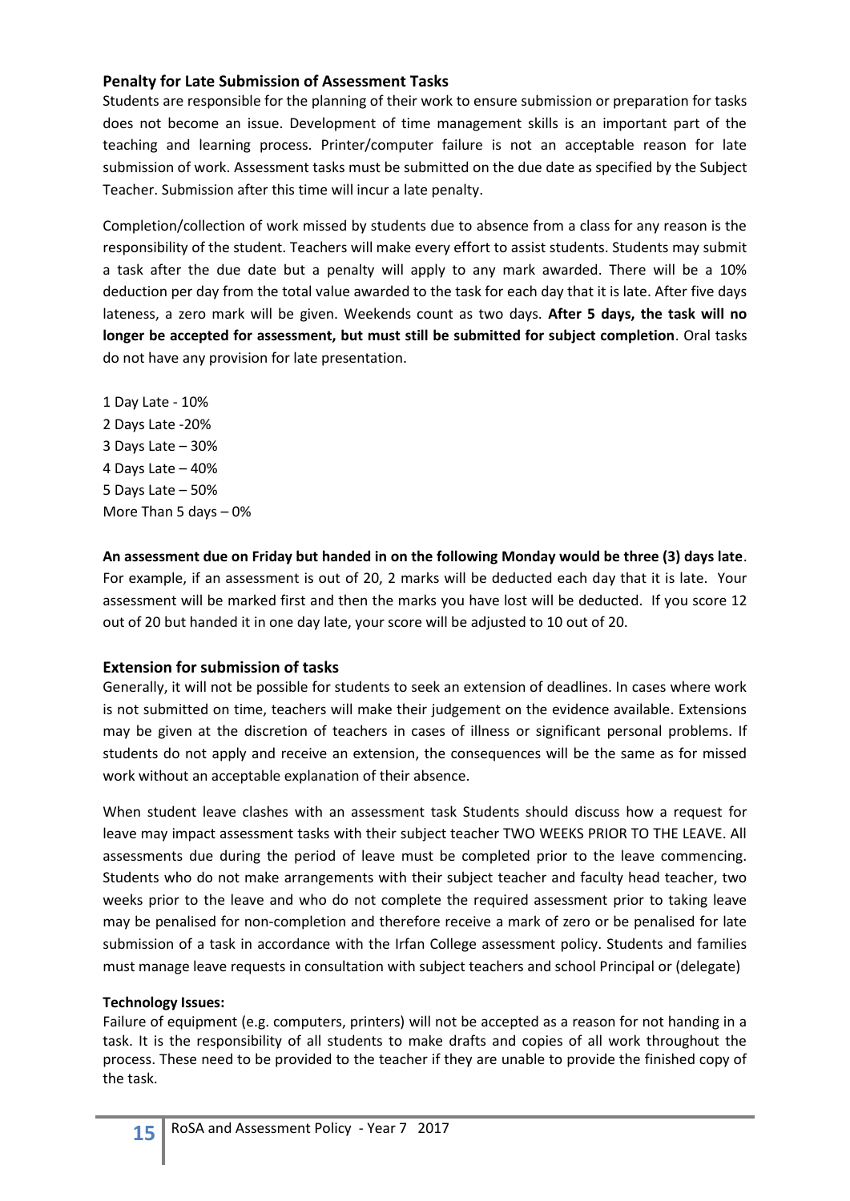## Penalty for Late Submission of Assessment Tasks

Students are responsible for the planning of their work to ensure submission or preparation for tasks does not become an issue. Development of time management skills is an important part of the teaching and learning process. Printer/computer failure is not an acceptable reason for late submission of work. Assessment tasks must be submitted on the due date as specified by the Subject Teacher. Submission after this time will incur a late penalty.

Completion/collection of work missed by students due to absence from a class for any reason is the responsibility of the student. Teachers will make every effort to assist students. Students may submit a task after the due date but a penalty will apply to any mark awarded. There will be a 10% deduction per day from the total value awarded to the task for each day that it is late. After five days lateness, a zero mark will be given. Weekends count as two days. **After 5 days, the task will no longer be accepted for assessment, but must still be submitted for subject completion**. Oral tasks do not have any provision for late presentation.

1 Day Late - 10%
2 Days Late -20%
3 Days Late – 30%
4 Days Late – 40%
5 Days Late – 50%
More Than 5 days – 0%

**An assessment due on Friday but handed in on the following Monday would be three (3) days late**. For example, if an assessment is out of 20, 2 marks will be deducted each day that it is late. Your assessment will be marked first and then the marks you have lost will be deducted. If you score 12 out of 20 but handed it in one day late, your score will be adjusted to 10 out of 20.

## Extension for submission of tasks

Generally, it will not be possible for students to seek an extension of deadlines. In cases where work is not submitted on time, teachers will make their judgement on the evidence available. Extensions may be given at the discretion of teachers in cases of illness or significant personal problems. If students do not apply and receive an extension, the consequences will be the same as for missed work without an acceptable explanation of their absence.

When student leave clashes with an assessment task Students should discuss how a request for leave may impact assessment tasks with their subject teacher TWO WEEKS PRIOR TO THE LEAVE. All assessments due during the period of leave must be completed prior to the leave commencing. Students who do not make arrangements with their subject teacher and faculty head teacher, two weeks prior to the leave and who do not complete the required assessment prior to taking leave may be penalised for non-completion and therefore receive a mark of zero or be penalised for late submission of a task in accordance with the Irfan College assessment policy. Students and families must manage leave requests in consultation with subject teachers and school Principal or (delegate)

**Technology Issues:**

Failure of equipment (e.g. computers, printers) will not be accepted as a reason for not handing in a task. It is the responsibility of all students to make drafts and copies of all work throughout the process. These need to be provided to the teacher if they are unable to provide the finished copy of the task.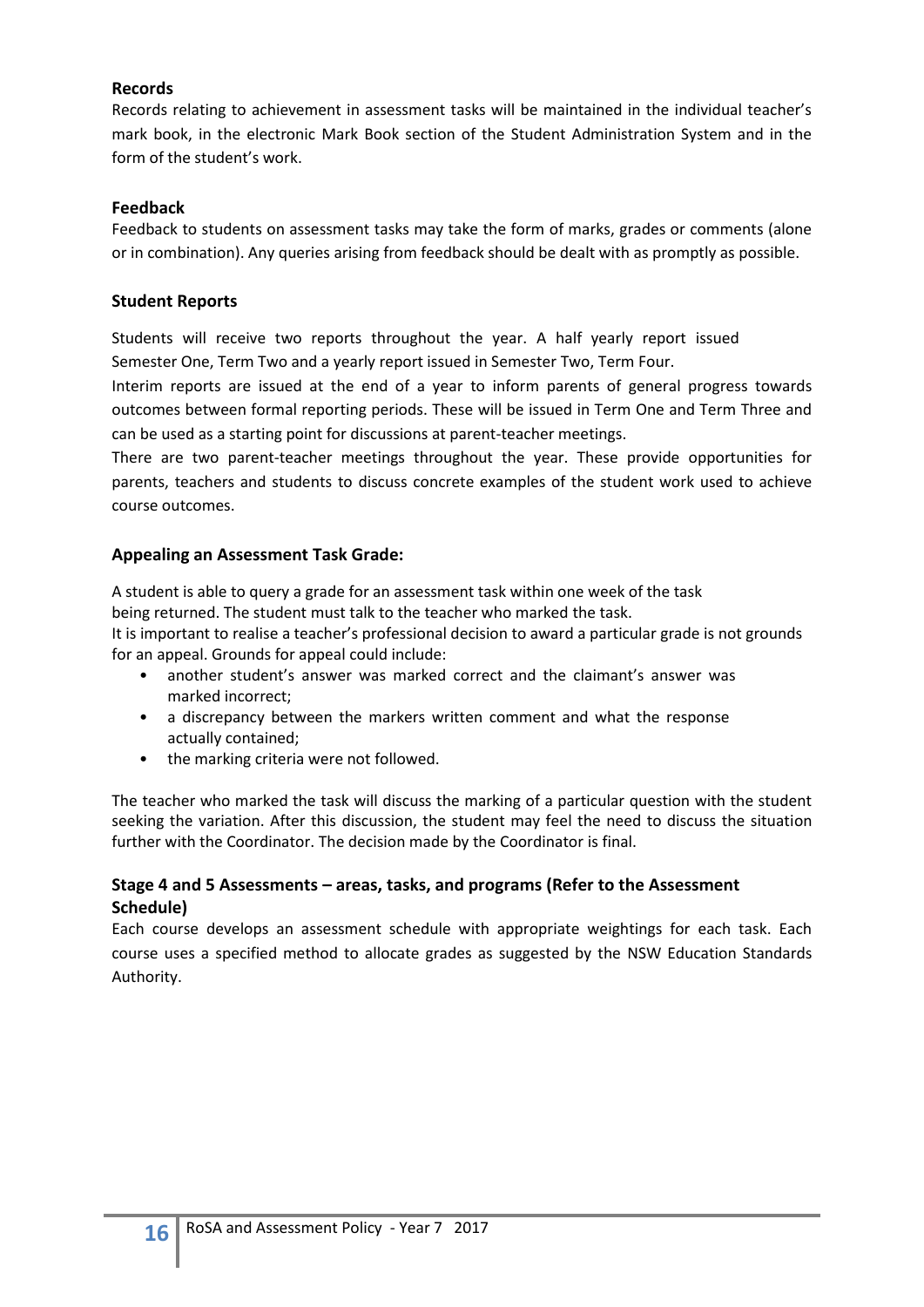### Records

Records relating to achievement in assessment tasks will be maintained in the individual teacher's mark book, in the electronic Mark Book section of the Student Administration System and in the form of the student's work.

### Feedback

Feedback to students on assessment tasks may take the form of marks, grades or comments (alone or in combination). Any queries arising from feedback should be dealt with as promptly as possible.

### Student Reports

Students will receive two reports throughout the year. A half yearly report issued Semester One, Term Two and a yearly report issued in Semester Two, Term Four.

Interim reports are issued at the end of a year to inform parents of general progress towards outcomes between formal reporting periods. These will be issued in Term One and Term Three and can be used as a starting point for discussions at parent-teacher meetings.

There are two parent-teacher meetings throughout the year. These provide opportunities for parents, teachers and students to discuss concrete examples of the student work used to achieve course outcomes.

### Appealing an Assessment Task Grade:

A student is able to query a grade for an assessment task within one week of the task being returned. The student must talk to the teacher who marked the task.

It is important to realise a teacher's professional decision to award a particular grade is not grounds for an appeal. Grounds for appeal could include:

- another student's answer was marked correct and the claimant's answer was marked incorrect;
- a discrepancy between the markers written comment and what the response actually contained;
- the marking criteria were not followed.

The teacher who marked the task will discuss the marking of a particular question with the student seeking the variation. After this discussion, the student may feel the need to discuss the situation further with the Coordinator. The decision made by the Coordinator is final.

### Stage 4 and 5 Assessments – areas, tasks, and programs (Refer to the Assessment Schedule)

Each course develops an assessment schedule with appropriate weightings for each task. Each course uses a specified method to allocate grades as suggested by the NSW Education Standards Authority.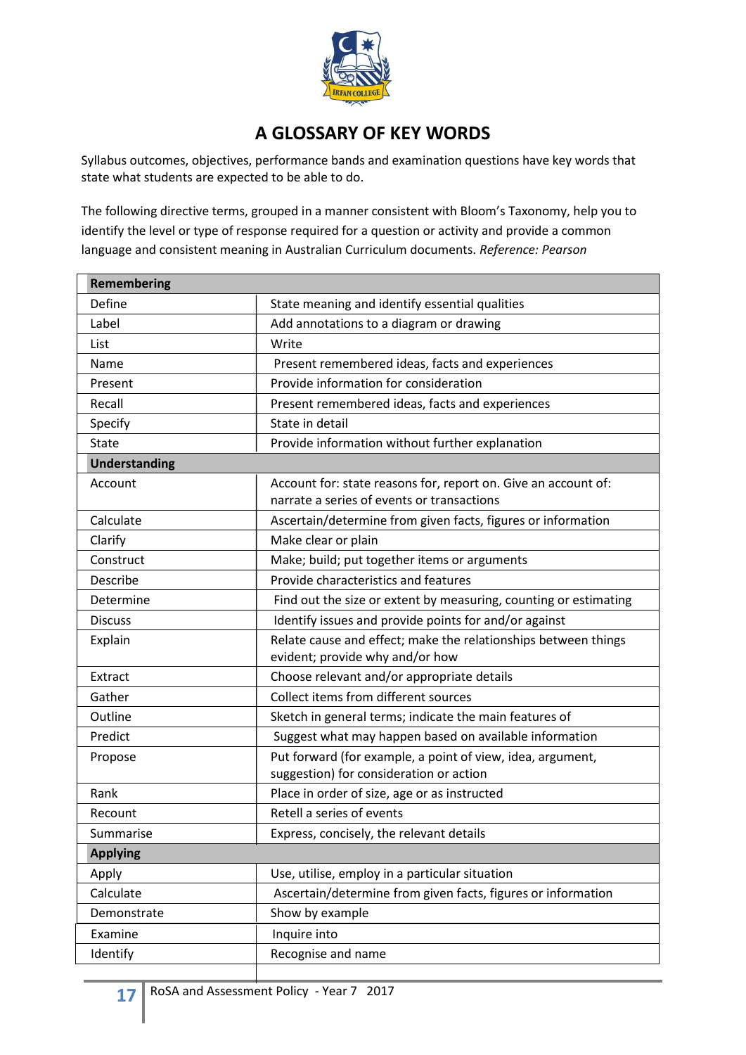# A GLOSSARY OF KEY WORDS

Syllabus outcomes, objectives, performance bands and examination questions have key words that state what students are expected to be able to do.

The following directive terms, grouped in a manner consistent with Bloom's Taxonomy, help you to identify the level or type of response required for a question or activity and provide a common language and consistent meaning in Australian Curriculum documents. *Reference: Pearson*

| **Remembering** | |
|---|---|
| Define | State meaning and identify essential qualities |
| Label | Add annotations to a diagram or drawing |
| List | Write |
| Name | Present remembered ideas, facts and experiences |
| Present | Provide information for consideration |
| Recall | Present remembered ideas, facts and experiences |
| Specify | State in detail |
| State | Provide information without further explanation |
| **Understanding** | |
| Account | Account for: state reasons for, report on. Give an account of: narrate a series of events or transactions |
| Calculate | Ascertain/determine from given facts, figures or information |
| Clarify | Make clear or plain |
| Construct | Make; build; put together items or arguments |
| Describe | Provide characteristics and features |
| Determine | Find out the size or extent by measuring, counting or estimating |
| Discuss | Identify issues and provide points for and/or against |
| Explain | Relate cause and effect; make the relationships between things evident; provide why and/or how |
| Extract | Choose relevant and/or appropriate details |
| Gather | Collect items from different sources |
| Outline | Sketch in general terms; indicate the main features of |
| Predict | Suggest what may happen based on available information |
| Propose | Put forward (for example, a point of view, idea, argument, suggestion) for consideration or action |
| Rank | Place in order of size, age or as instructed |
| Recount | Retell a series of events |
| Summarise | Express, concisely, the relevant details |
| **Applying** | |
| Apply | Use, utilise, employ in a particular situation |
| Calculate | Ascertain/determine from given facts, figures or information |
| Demonstrate | Show by example |
| Examine | Inquire into |
| Identify | Recognise and name |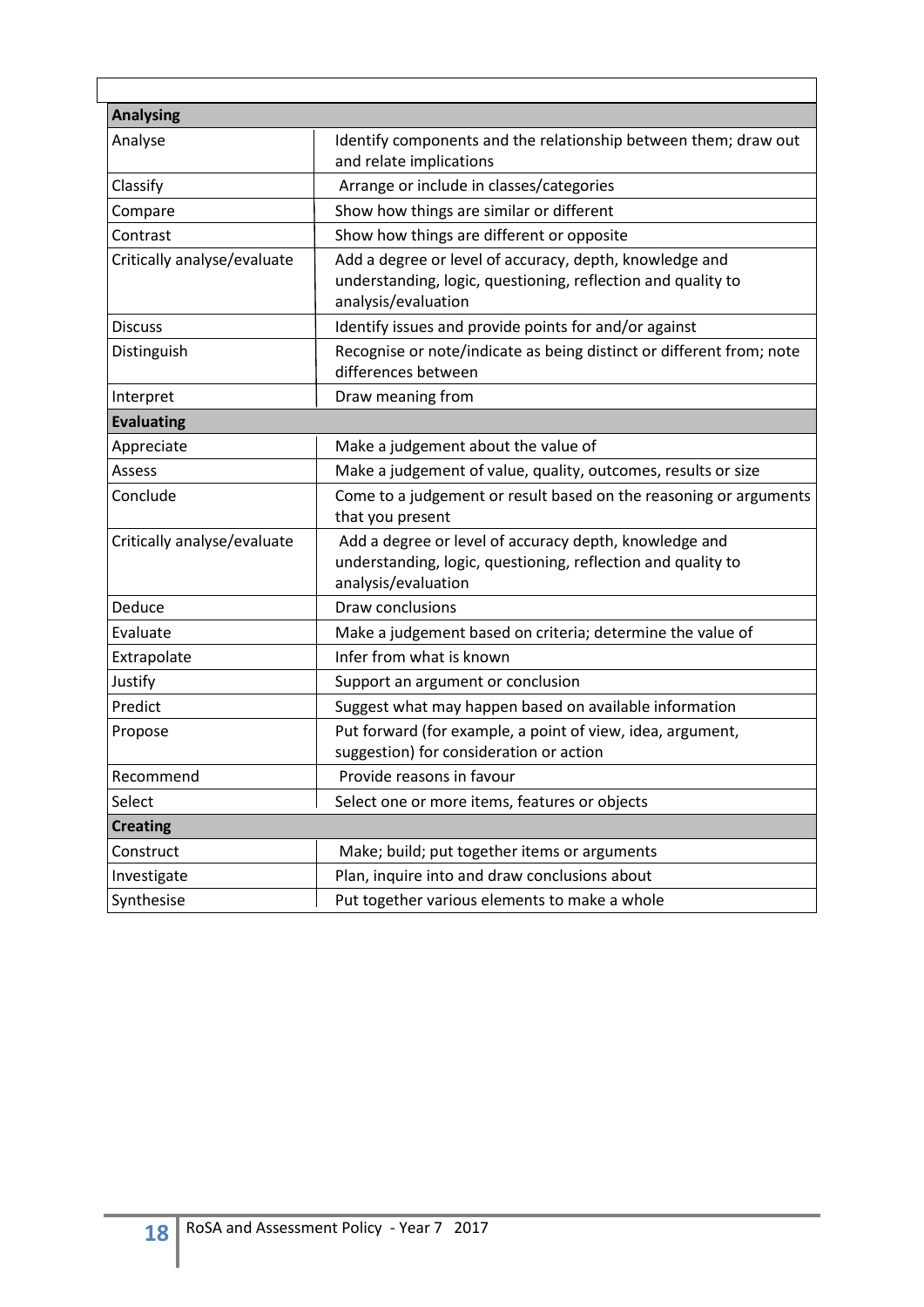| | |
|---|---|
| **Analysing** | |
| Analyse | Identify components and the relationship between them; draw out and relate implications |
| Classify | Arrange or include in classes/categories |
| Compare | Show how things are similar or different |
| Contrast | Show how things are different or opposite |
| Critically analyse/evaluate | Add a degree or level of accuracy, depth, knowledge and understanding, logic, questioning, reflection and quality to analysis/evaluation |
| Discuss | Identify issues and provide points for and/or against |
| Distinguish | Recognise or note/indicate as being distinct or different from; note differences between |
| Interpret | Draw meaning from |
| **Evaluating** | |
| Appreciate | Make a judgement about the value of |
| Assess | Make a judgement of value, quality, outcomes, results or size |
| Conclude | Come to a judgement or result based on the reasoning or arguments that you present |
| Critically analyse/evaluate | Add a degree or level of accuracy depth, knowledge and understanding, logic, questioning, reflection and quality to analysis/evaluation |
| Deduce | Draw conclusions |
| Evaluate | Make a judgement based on criteria; determine the value of |
| Extrapolate | Infer from what is known |
| Justify | Support an argument or conclusion |
| Predict | Suggest what may happen based on available information |
| Propose | Put forward (for example, a point of view, idea, argument, suggestion) for consideration or action |
| Recommend | Provide reasons in favour |
| Select | Select one or more items, features or objects |
| **Creating** | |
| Construct | Make; build; put together items or arguments |
| Investigate | Plan, inquire into and draw conclusions about |
| Synthesise | Put together various elements to make a whole |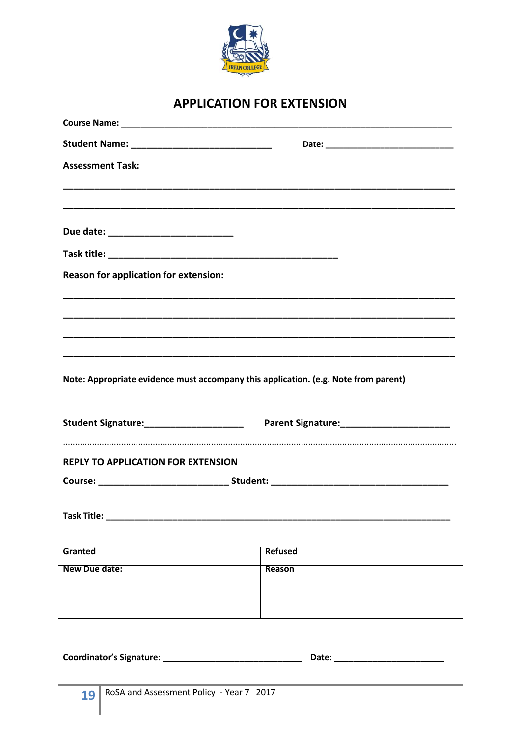# APPLICATION FOR EXTENSION

**Course Name:** ___________________________________________________________________________

**Student Name:** ___________________________ **Date:** __________________________

**Assessment Task:**

___________________________________________________________________________

___________________________________________________________________________

**Due date:** ________________________

**Task title:** _____________________________________________

**Reason for application for extension:**

___________________________________________________________________________

___________________________________________________________________________

___________________________________________________________________________

___________________________________________________________________________

**Note: Appropriate evidence must accompany this application. (e.g. Note from parent)**

**Student Signature:**___________________ **Parent Signature:**_____________________

.......................................................................................................................................................

**REPLY TO APPLICATION FOR EXTENSION**

**Course:** _________________________ **Student:** __________________________________

**Task Title:** ___________________________________________________________________

| Granted | Refused |
|---|---|
| New Due date: | Reason |

**Coordinator's Signature:** ___________________________ **Date:** _____________________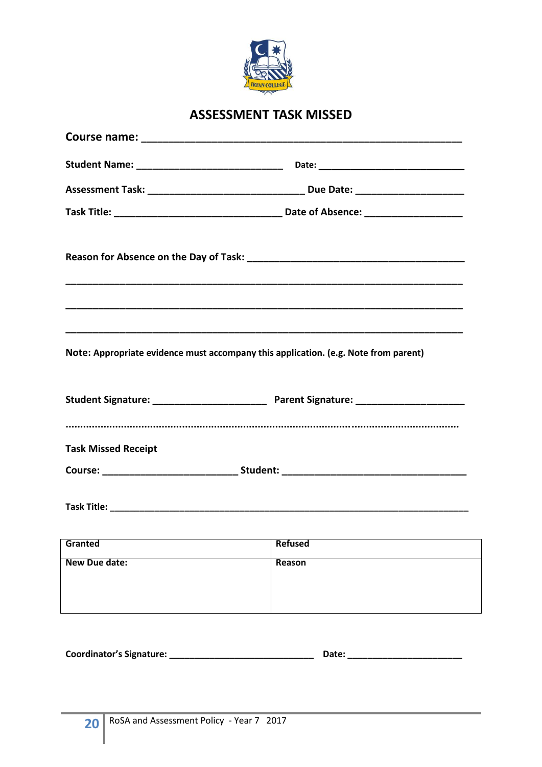# ASSESSMENT TASK MISSED

**Course name:** ______________________________________________________

**Student Name:** __________________________ **Date:** __________________________

**Assessment Task:** ____________________________ **Due Date:** ___________________

**Task Title:** ______________________________ **Date of Absence:** _________________

**Reason for Absence on the Day of Task:** ______________________________________

_________________________________________________________________________

_________________________________________________________________________

_________________________________________________________________________

**Note: Appropriate evidence must accompany this application. (e.g. Note from parent)**

**Student Signature:** ____________________ **Parent Signature:** ___________________

..........................................................................................................................................

**Task Missed Receipt**

**Course:** ________________________ **Student:** _________________________________

**Task Title:** ____________________________________________________________________

| Granted | Refused |
|---|---|
| New Due date: | Reason |

**Coordinator's Signature:** ___________________________ **Date:** _____________________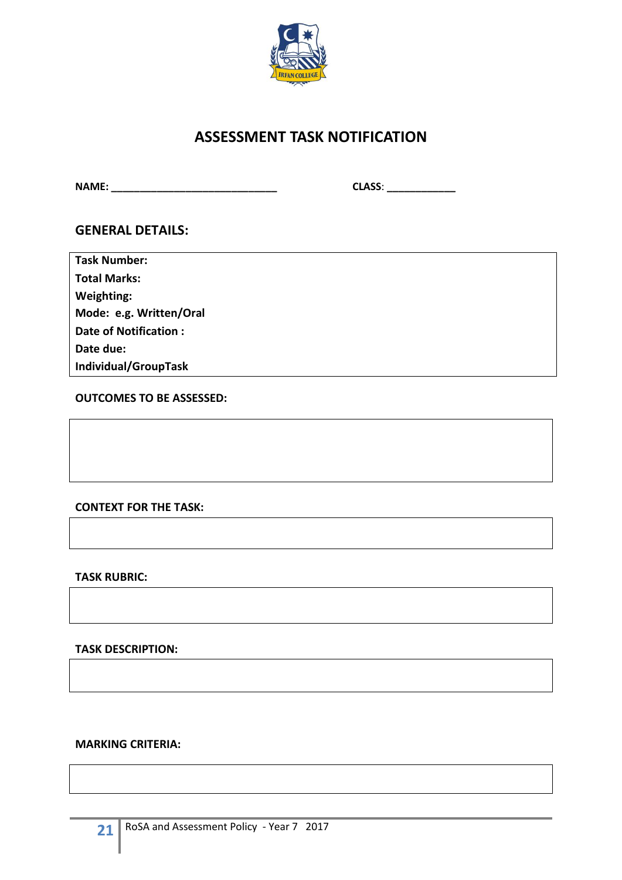# ASSESSMENT TASK NOTIFICATION

**NAME:** ______________________________ **CLASS**: ____________

## GENERAL DETAILS:

**Task Number:**
**Total Marks:**
**Weighting:**
**Mode: e.g. Written/Oral**
**Date of Notification :**
**Date due:**
**Individual/GroupTask**

**OUTCOMES TO BE ASSESSED:**

**CONTEXT FOR THE TASK:**

**TASK RUBRIC:**

**TASK DESCRIPTION:**

**MARKING CRITERIA:**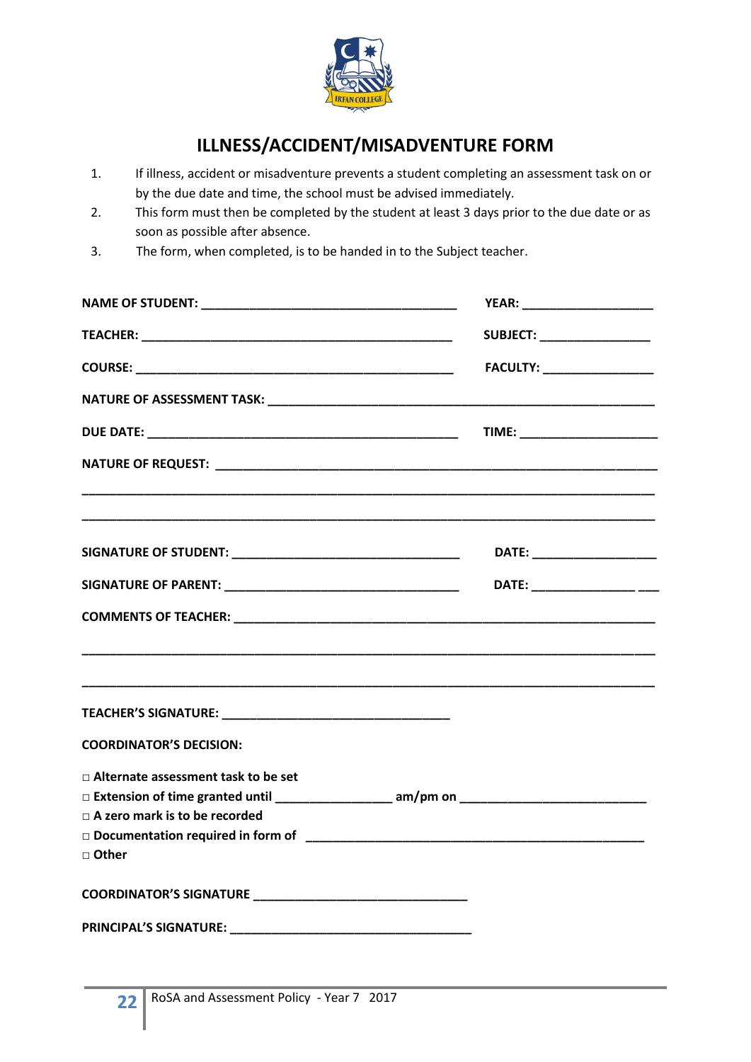# ILLNESS/ACCIDENT/MISADVENTURE FORM

1. If illness, accident or misadventure prevents a student completing an assessment task on or by the due date and time, the school must be advised immediately.
2. This form must then be completed by the student at least 3 days prior to the due date or as soon as possible after absence.
3. The form, when completed, is to be handed in to the Subject teacher.

**NAME OF STUDENT:** ____________________________________ **YEAR:** ___________________

**TEACHER:** ____________________________________________ **SUBJECT:** ________________

**COURSE:** _____________________________________________ **FACULTY:** ________________

**NATURE OF ASSESSMENT TASK:** _______________________________________________________

**DUE DATE:** ___________________________________________ **TIME:** ____________________

**NATURE OF REQUEST:** _______________________________________________________________

_____________________________________________________________________________________

_____________________________________________________________________________________

**SIGNATURE OF STUDENT:** ________________________________ **DATE:** __________________

**SIGNATURE OF PARENT:** _________________________________ **DATE:** _______________ ___

**COMMENTS OF TEACHER:** _____________________________________________________________

_____________________________________________________________________________________

_____________________________________________________________________________________

**TEACHER'S SIGNATURE:** ________________________________

**COORDINATOR'S DECISION:**

□ **Alternate assessment task to be set**
□ **Extension of time granted until** ________________ **am/pm on** __________________________
□ **A zero mark is to be recorded**
□ **Documentation required in form of** __________________________________________________
□ **Other**

**COORDINATOR'S SIGNATURE** ______________________________

**PRINCIPAL'S SIGNATURE:** _________________________________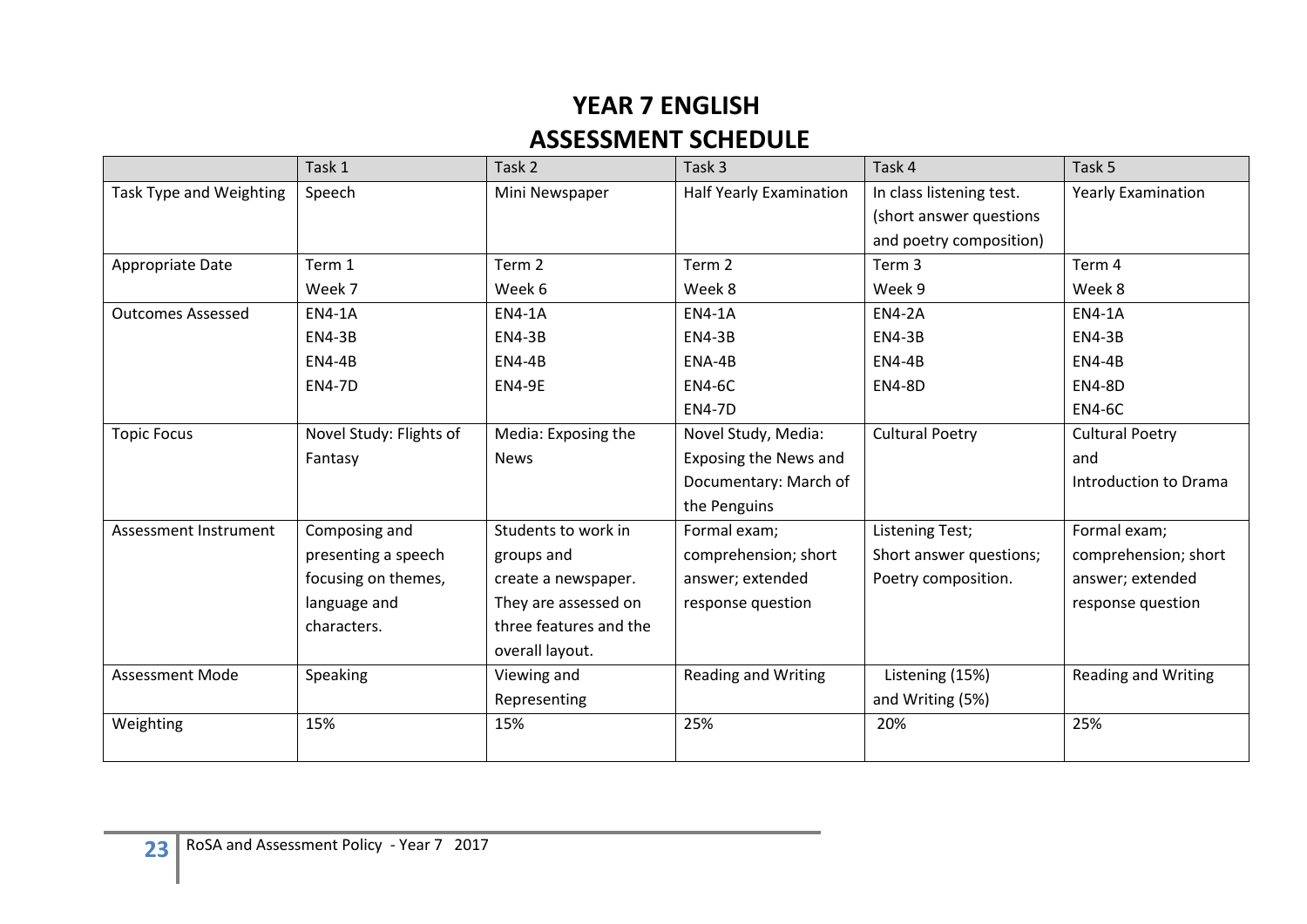# YEAR 7 ENGLISH
# ASSESSMENT SCHEDULE

| | Task 1 | Task 2 | Task 3 | Task 4 | Task 5 |
|---|---|---|---|---|---|
| Task Type and Weighting | Speech | Mini Newspaper | Half Yearly Examination | In class listening test. (short answer questions and poetry composition) | Yearly Examination |
| Appropriate Date | Term 1 Week 7 | Term 2 Week 6 | Term 2 Week 8 | Term 3 Week 9 | Term 4 Week 8 |
| Outcomes Assessed | EN4-1A EN4-3B EN4-4B EN4-7D | EN4-1A EN4-3B EN4-4B EN4-9E | EN4-1A EN4-3B ENA-4B EN4-6C EN4-7D | EN4-2A EN4-3B EN4-4B EN4-8D | EN4-1A EN4-3B EN4-4B EN4-8D EN4-6C |
| Topic Focus | Novel Study: Flights of Fantasy | Media: Exposing the News | Novel Study, Media: Exposing the News and Documentary: March of the Penguins | Cultural Poetry | Cultural Poetry and Introduction to Drama |
| Assessment Instrument | Composing and presenting a speech focusing on themes, language and characters. | Students to work in groups and create a newspaper. They are assessed on three features and the overall layout. | Formal exam; comprehension; short answer; extended response question | Listening Test; Short answer questions; Poetry composition. | Formal exam; comprehension; short answer; extended response question |
| Assessment Mode | Speaking | Viewing and Representing | Reading and Writing | Listening (15%) and Writing (5%) | Reading and Writing |
| Weighting | 15% | 15% | 25% | 20% | 25% |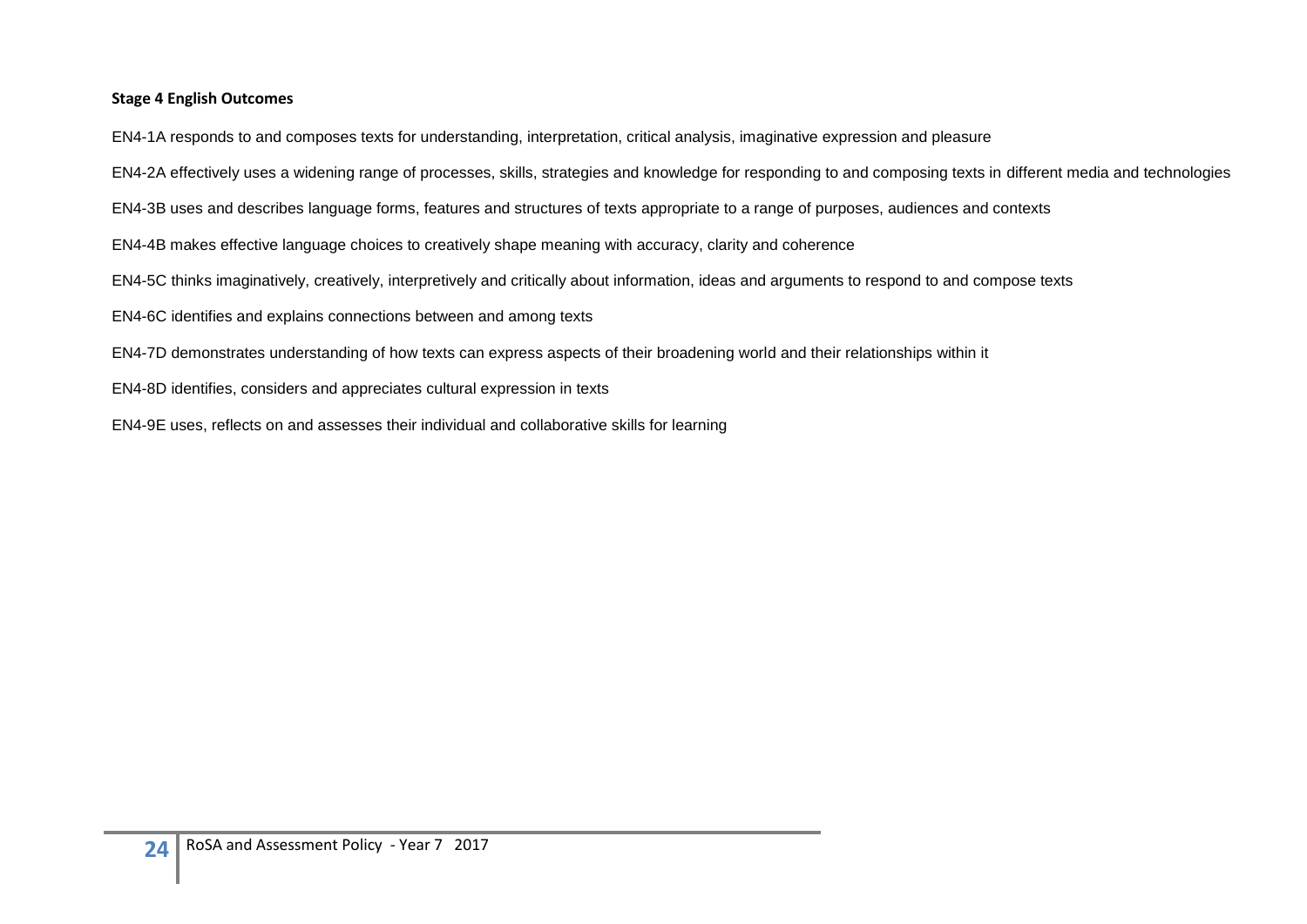**Stage 4 English Outcomes**

EN4-1A responds to and composes texts for understanding, interpretation, critical analysis, imaginative expression and pleasure

EN4-2A effectively uses a widening range of processes, skills, strategies and knowledge for responding to and composing texts in different media and technologies

EN4-3B uses and describes language forms, features and structures of texts appropriate to a range of purposes, audiences and contexts

EN4-4B makes effective language choices to creatively shape meaning with accuracy, clarity and coherence

EN4-5C thinks imaginatively, creatively, interpretively and critically about information, ideas and arguments to respond to and compose texts

EN4-6C identifies and explains connections between and among texts

EN4-7D demonstrates understanding of how texts can express aspects of their broadening world and their relationships within it

EN4-8D identifies, considers and appreciates cultural expression in texts

EN4-9E uses, reflects on and assesses their individual and collaborative skills for learning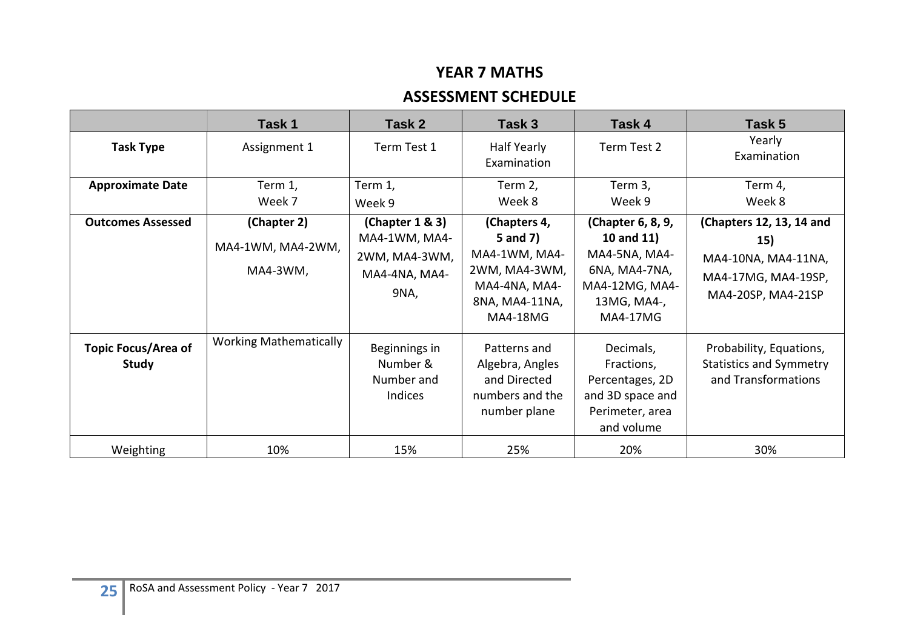# YEAR 7 MATHS

## ASSESSMENT SCHEDULE

| | Task 1 | Task 2 | Task 3 | Task 4 | Task 5 |
|---|---|---|---|---|---|
| **Task Type** | Assignment 1 | Term Test 1 | Half Yearly Examination | Term Test 2 | Yearly Examination |
| **Approximate Date** | Term 1, Week 7 | Term 1, Week 9 | Term 2, Week 8 | Term 3, Week 9 | Term 4, Week 8 |
| **Outcomes Assessed** | **(Chapter 2)** MA4-1WM, MA4-2WM, MA4-3WM, | **(Chapter 1 & 3)** MA4-1WM, MA4-2WM, MA4-3WM, MA4-4NA, MA4-9NA, | **(Chapters 4, 5 and 7)** MA4-1WM, MA4-2WM, MA4-3WM, MA4-4NA, MA4-8NA, MA4-11NA, MA4-18MG | **(Chapter 6, 8, 9, 10 and 11)** MA4-5NA, MA4-6NA, MA4-7NA, MA4-12MG, MA4-13MG, MA4-, MA4-17MG | **(Chapters 12, 13, 14 and 15)** MA4-10NA, MA4-11NA, MA4-17MG, MA4-19SP, MA4-20SP, MA4-21SP |
| **Topic Focus/Area of Study** | Working Mathematically | Beginnings in Number & Number and Indices | Patterns and Algebra, Angles and Directed numbers and the number plane | Decimals, Fractions, Percentages, 2D and 3D space and Perimeter, area and volume | Probability, Equations, Statistics and Symmetry and Transformations |
| Weighting | 10% | 15% | 25% | 20% | 30% |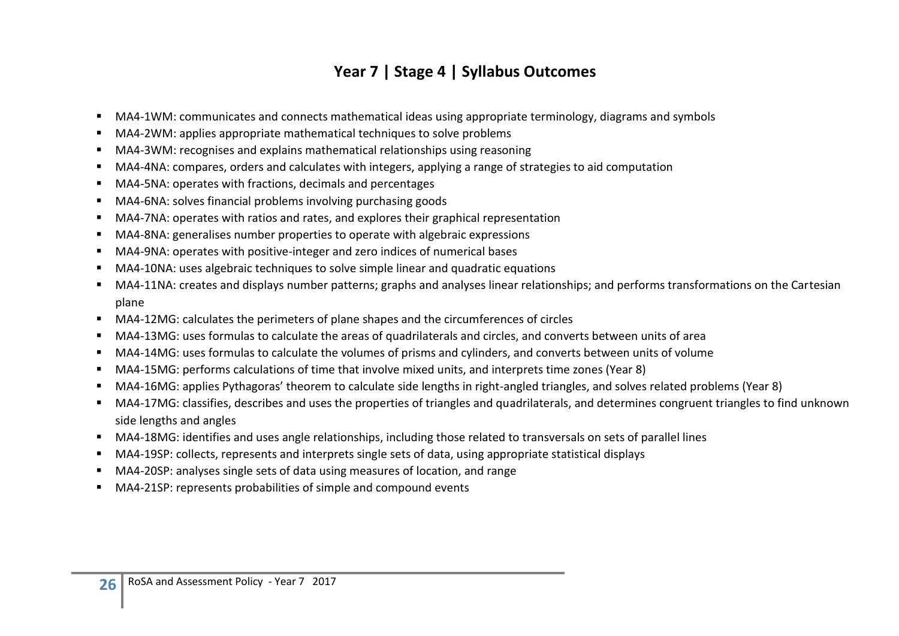## Year 7 | Stage 4 | Syllabus Outcomes

- MA4-1WM: communicates and connects mathematical ideas using appropriate terminology, diagrams and symbols
- MA4-2WM: applies appropriate mathematical techniques to solve problems
- MA4-3WM: recognises and explains mathematical relationships using reasoning
- MA4-4NA: compares, orders and calculates with integers, applying a range of strategies to aid computation
- MA4-5NA: operates with fractions, decimals and percentages
- MA4-6NA: solves financial problems involving purchasing goods
- MA4-7NA: operates with ratios and rates, and explores their graphical representation
- MA4-8NA: generalises number properties to operate with algebraic expressions
- MA4-9NA: operates with positive-integer and zero indices of numerical bases
- MA4-10NA: uses algebraic techniques to solve simple linear and quadratic equations
- MA4-11NA: creates and displays number patterns; graphs and analyses linear relationships; and performs transformations on the Cartesian plane
- MA4-12MG: calculates the perimeters of plane shapes and the circumferences of circles
- MA4-13MG: uses formulas to calculate the areas of quadrilaterals and circles, and converts between units of area
- MA4-14MG: uses formulas to calculate the volumes of prisms and cylinders, and converts between units of volume
- MA4-15MG: performs calculations of time that involve mixed units, and interprets time zones (Year 8)
- MA4-16MG: applies Pythagoras' theorem to calculate side lengths in right-angled triangles, and solves related problems (Year 8)
- MA4-17MG: classifies, describes and uses the properties of triangles and quadrilaterals, and determines congruent triangles to find unknown side lengths and angles
- MA4-18MG: identifies and uses angle relationships, including those related to transversals on sets of parallel lines
- MA4-19SP: collects, represents and interprets single sets of data, using appropriate statistical displays
- MA4-20SP: analyses single sets of data using measures of location, and range
- MA4-21SP: represents probabilities of simple and compound events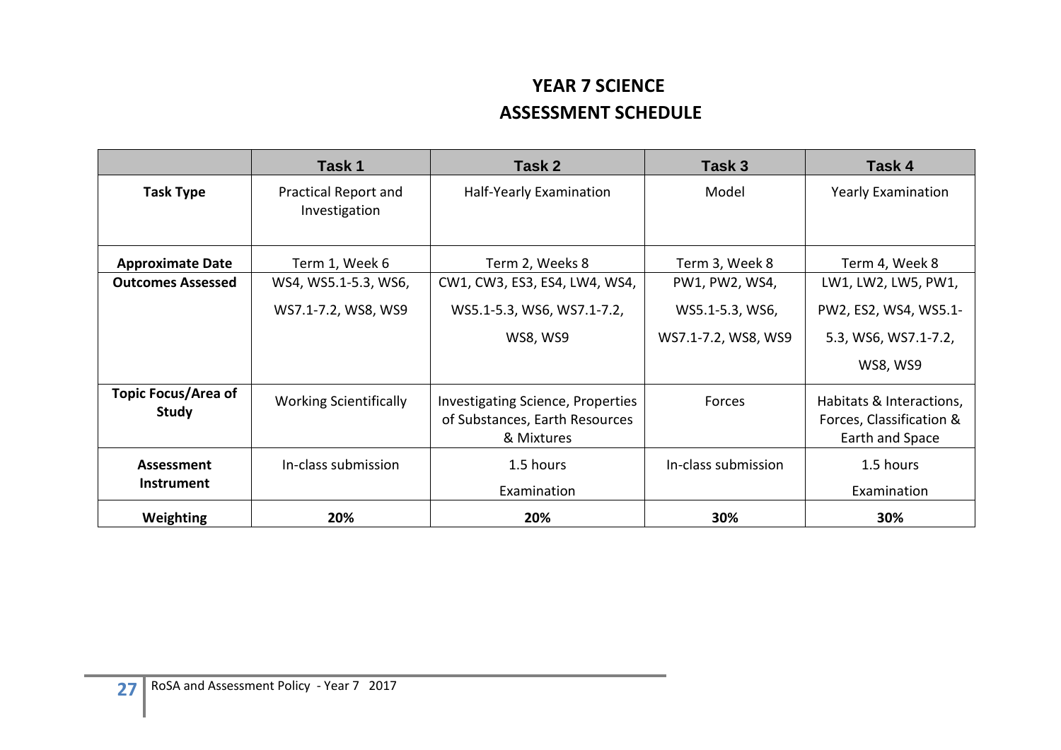# YEAR 7 SCIENCE
# ASSESSMENT SCHEDULE

| | Task 1 | Task 2 | Task 3 | Task 4 |
|---|---|---|---|---|
| **Task Type** | Practical Report and Investigation | Half-Yearly Examination | Model | Yearly Examination |
| **Approximate Date** | Term 1, Week 6 | Term 2, Weeks 8 | Term 3, Week 8 | Term 4, Week 8 |
| **Outcomes Assessed** | WS4, WS5.1-5.3, WS6, WS7.1-7.2, WS8, WS9 | CW1, CW3, ES3, ES4, LW4, WS4, WS5.1-5.3, WS6, WS7.1-7.2, WS8, WS9 | PW1, PW2, WS4, WS5.1-5.3, WS6, WS7.1-7.2, WS8, WS9 | LW1, LW2, LW5, PW1, PW2, ES2, WS4, WS5.1-5.3, WS6, WS7.1-7.2, WS8, WS9 |
| **Topic Focus/Area of Study** | Working Scientifically | Investigating Science, Properties of Substances, Earth Resources & Mixtures | Forces | Habitats & Interactions, Forces, Classification & Earth and Space |
| **Assessment Instrument** | In-class submission | 1.5 hours Examination | In-class submission | 1.5 hours Examination |
| **Weighting** | **20%** | **20%** | **30%** | **30%** |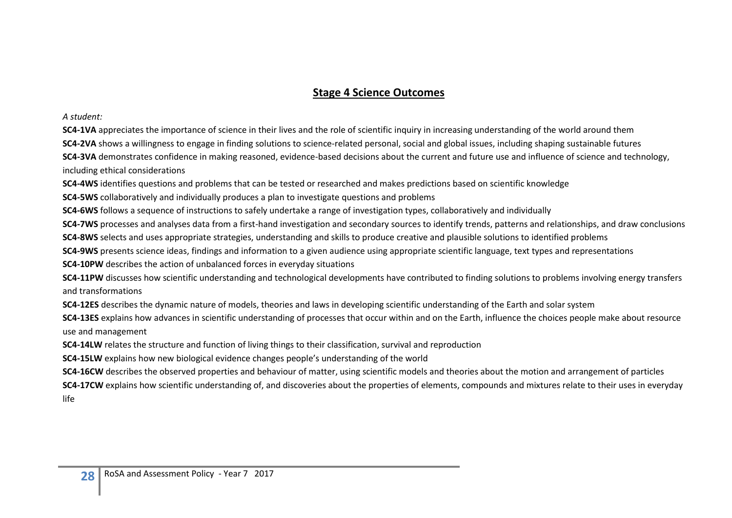## Stage 4 Science Outcomes

*A student:*

**SC4-1VA** appreciates the importance of science in their lives and the role of scientific inquiry in increasing understanding of the world around them

**SC4-2VA** shows a willingness to engage in finding solutions to science-related personal, social and global issues, including shaping sustainable futures

**SC4-3VA** demonstrates confidence in making reasoned, evidence-based decisions about the current and future use and influence of science and technology, including ethical considerations

**SC4-4WS** identifies questions and problems that can be tested or researched and makes predictions based on scientific knowledge

**SC4-5WS** collaboratively and individually produces a plan to investigate questions and problems

**SC4-6WS** follows a sequence of instructions to safely undertake a range of investigation types, collaboratively and individually

**SC4-7WS** processes and analyses data from a first-hand investigation and secondary sources to identify trends, patterns and relationships, and draw conclusions

**SC4-8WS** selects and uses appropriate strategies, understanding and skills to produce creative and plausible solutions to identified problems

**SC4-9WS** presents science ideas, findings and information to a given audience using appropriate scientific language, text types and representations

**SC4-10PW** describes the action of unbalanced forces in everyday situations

**SC4-11PW** discusses how scientific understanding and technological developments have contributed to finding solutions to problems involving energy transfers and transformations

**SC4-12ES** describes the dynamic nature of models, theories and laws in developing scientific understanding of the Earth and solar system

**SC4-13ES** explains how advances in scientific understanding of processes that occur within and on the Earth, influence the choices people make about resource use and management

**SC4-14LW** relates the structure and function of living things to their classification, survival and reproduction

**SC4-15LW** explains how new biological evidence changes people's understanding of the world

**SC4-16CW** describes the observed properties and behaviour of matter, using scientific models and theories about the motion and arrangement of particles

**SC4-17CW** explains how scientific understanding of, and discoveries about the properties of elements, compounds and mixtures relate to their uses in everyday life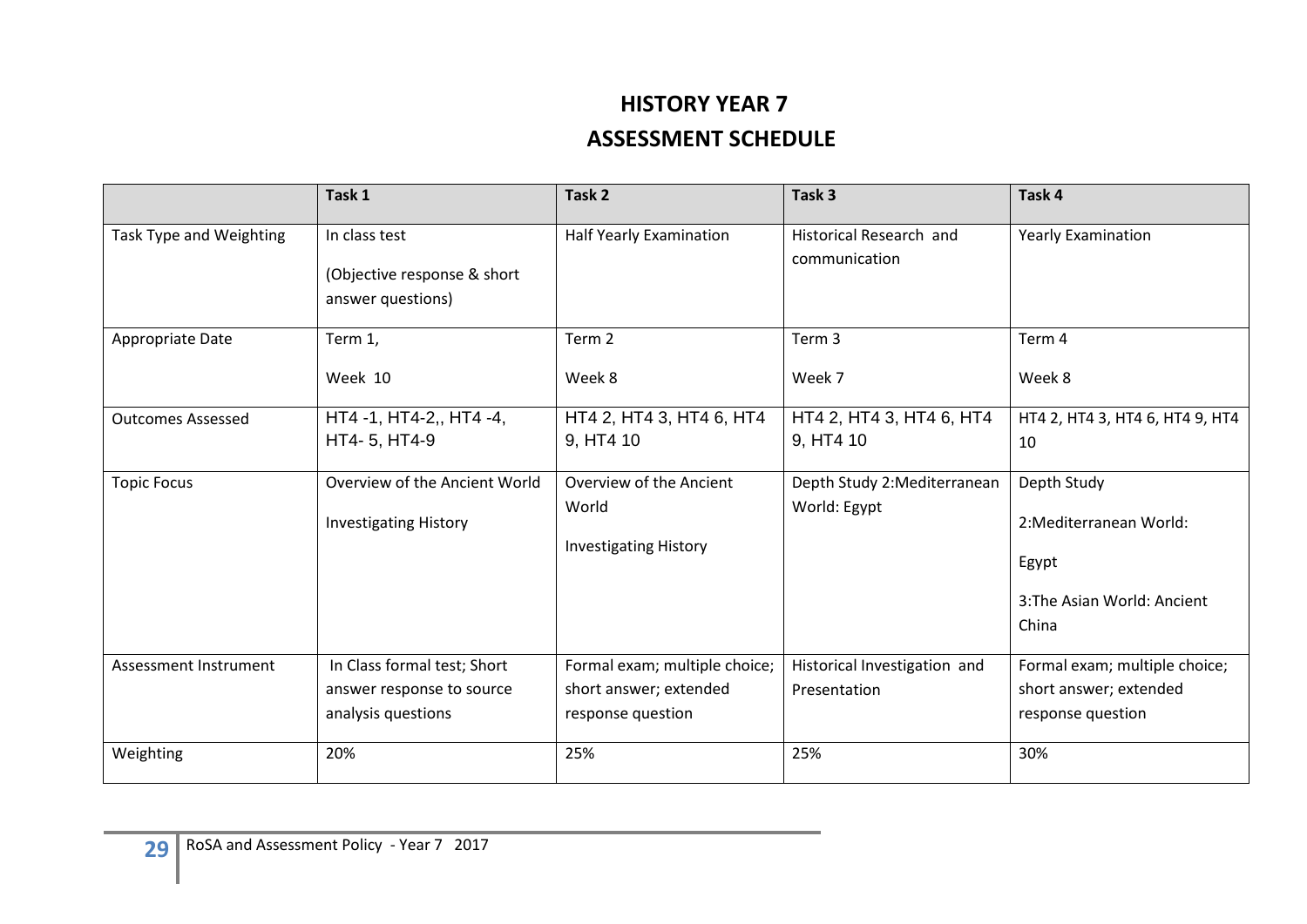# HISTORY YEAR 7

# ASSESSMENT SCHEDULE

| | Task 1 | Task 2 | Task 3 | Task 4 |
|---|---|---|---|---|
| Task Type and Weighting | In class test<br><br>(Objective response & short answer questions) | Half Yearly Examination | Historical Research and communication | Yearly Examination |
| Appropriate Date | Term 1,<br><br>Week 10 | Term 2<br><br>Week 8 | Term 3<br><br>Week 7 | Term 4<br><br>Week 8 |
| Outcomes Assessed | HT4 -1, HT4-2,, HT4 -4, HT4- 5, HT4-9 | HT4 2, HT4 3, HT4 6, HT4 9, HT4 10 | HT4 2, HT4 3, HT4 6, HT4 9, HT4 10 | HT4 2, HT4 3, HT4 6, HT4 9, HT4 10 |
| Topic Focus | Overview of the Ancient World<br><br>Investigating History | Overview of the Ancient World<br><br>Investigating History | Depth Study 2:Mediterranean World: Egypt | Depth Study<br><br>2:Mediterranean World:<br><br>Egypt<br><br>3:The Asian World: Ancient China |
| Assessment Instrument | In Class formal test; Short answer response to source analysis questions | Formal exam; multiple choice; short answer; extended response question | Historical Investigation and Presentation | Formal exam; multiple choice; short answer; extended response question |
| Weighting | 20% | 25% | 25% | 30% |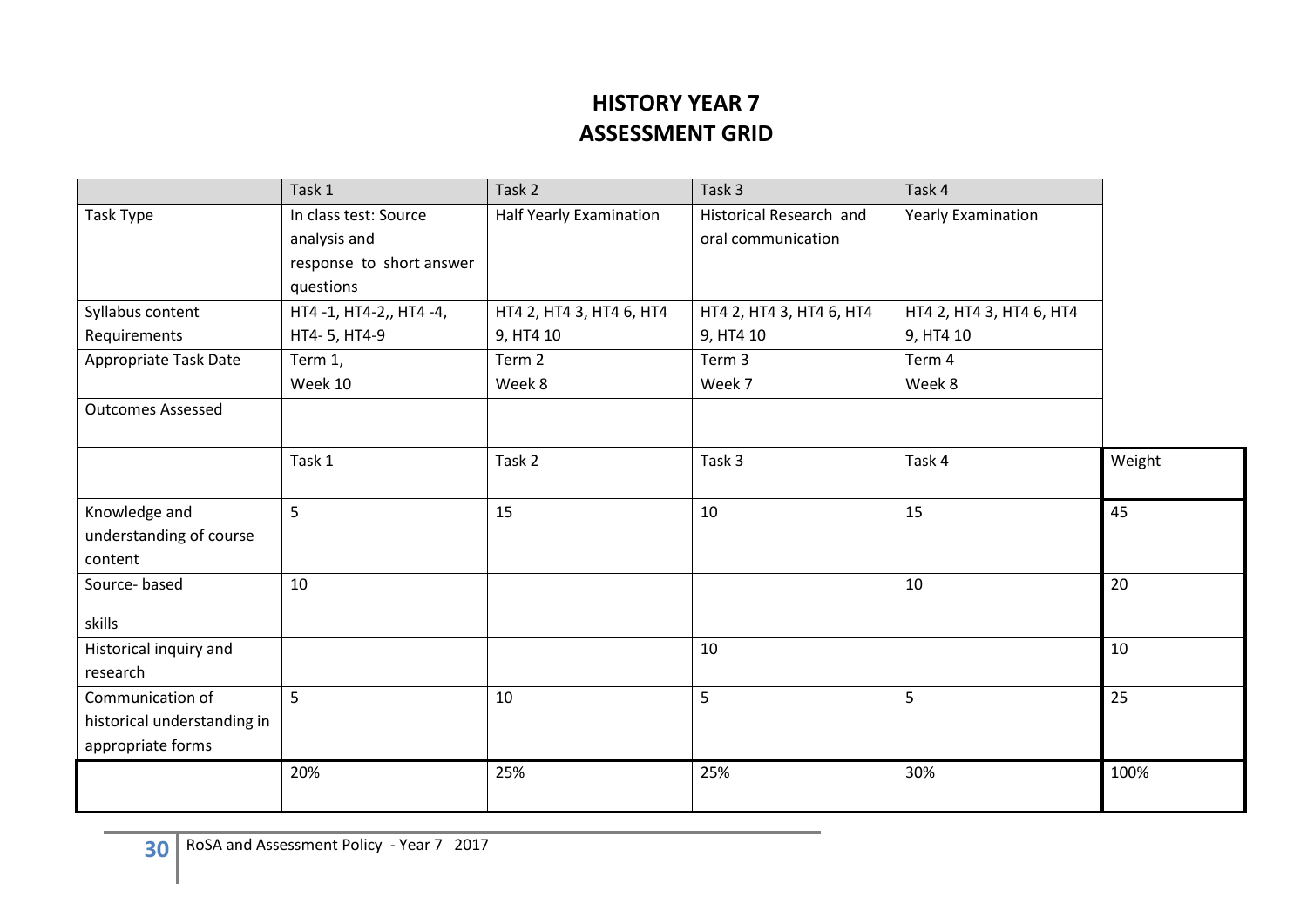# HISTORY YEAR 7
# ASSESSMENT GRID

| | Task 1 | Task 2 | Task 3 | Task 4 | |
|---|---|---|---|---|---|
| Task Type | In class test: Source analysis and response to short answer questions | Half Yearly Examination | Historical Research and oral communication | Yearly Examination | |
| Syllabus content Requirements | HT4 -1, HT4-2,, HT4 -4, HT4- 5, HT4-9 | HT4 2, HT4 3, HT4 6, HT4 9, HT4 10 | HT4 2, HT4 3, HT4 6, HT4 9, HT4 10 | HT4 2, HT4 3, HT4 6, HT4 9, HT4 10 | |
| Appropriate Task Date | Term 1, Week 10 | Term 2 Week 8 | Term 3 Week 7 | Term 4 Week 8 | |
| Outcomes Assessed | | | | | |
| | Task 1 | Task 2 | Task 3 | Task 4 | Weight |
| Knowledge and understanding of course content | 5 | 15 | 10 | 15 | 45 |
| Source- based skills | 10 | | | 10 | 20 |
| Historical inquiry and research | | | 10 | | 10 |
| Communication of historical understanding in appropriate forms | 5 | 10 | 5 | 5 | 25 |
| | 20% | 25% | 25% | 30% | 100% |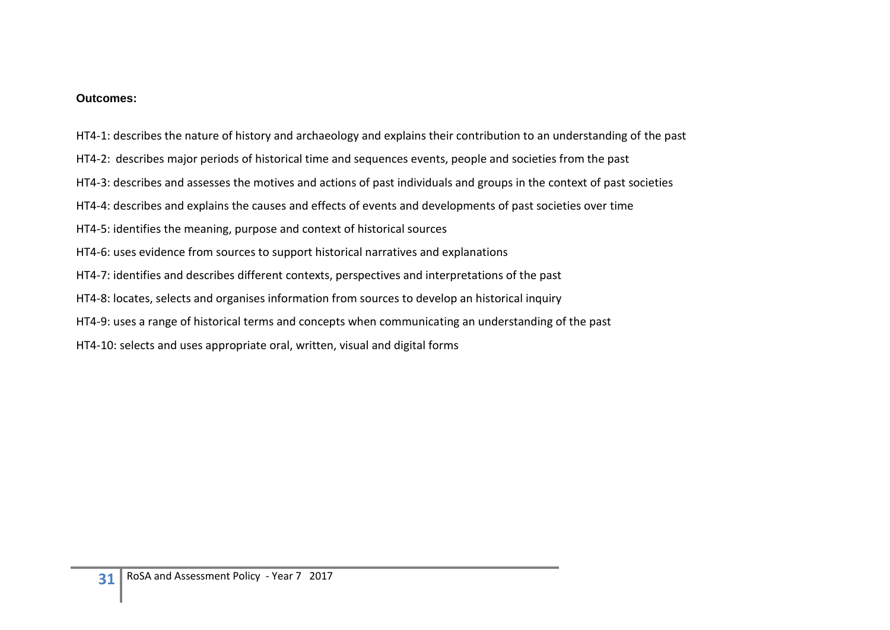**Outcomes:**

HT4-1: describes the nature of history and archaeology and explains their contribution to an understanding of the past

HT4-2: describes major periods of historical time and sequences events, people and societies from the past

HT4-3: describes and assesses the motives and actions of past individuals and groups in the context of past societies

HT4-4: describes and explains the causes and effects of events and developments of past societies over time

HT4-5: identifies the meaning, purpose and context of historical sources

HT4-6: uses evidence from sources to support historical narratives and explanations

HT4-7: identifies and describes different contexts, perspectives and interpretations of the past

HT4-8: locates, selects and organises information from sources to develop an historical inquiry

HT4-9: uses a range of historical terms and concepts when communicating an understanding of the past

HT4-10: selects and uses appropriate oral, written, visual and digital forms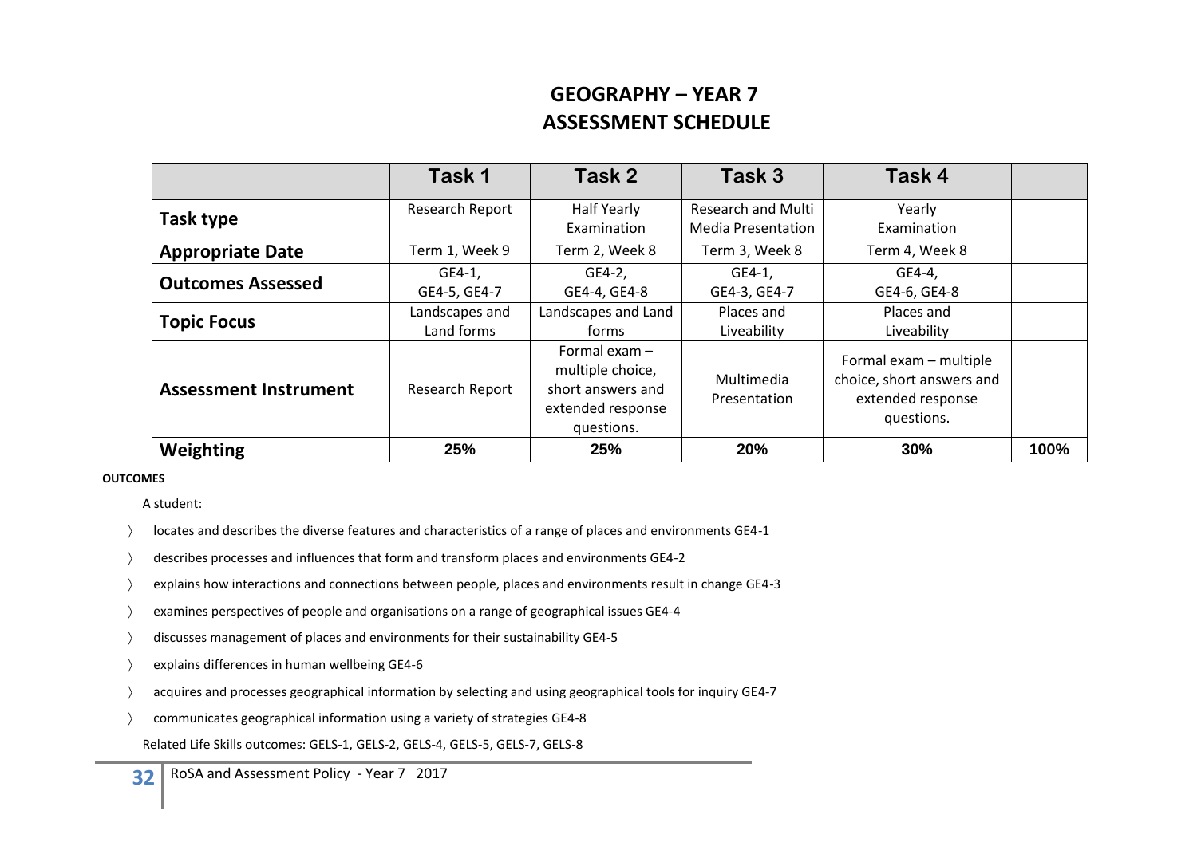# GEOGRAPHY – YEAR 7
# ASSESSMENT SCHEDULE

| | Task 1 | Task 2 | Task 3 | Task 4 | |
|---|---|---|---|---|---|
| **Task type** | Research Report | Half Yearly Examination | Research and Multi Media Presentation | Yearly Examination | |
| **Appropriate Date** | Term 1, Week 9 | Term 2, Week 8 | Term 3, Week 8 | Term 4, Week 8 | |
| **Outcomes Assessed** | GE4-1, GE4-5, GE4-7 | GE4-2, GE4-4, GE4-8 | GE4-1, GE4-3, GE4-7 | GE4-4, GE4-6, GE4-8 | |
| **Topic Focus** | Landscapes and Land forms | Landscapes and Land forms | Places and Liveability | Places and Liveability | |
| **Assessment Instrument** | Research Report | Formal exam – multiple choice, short answers and extended response questions. | Multimedia Presentation | Formal exam – multiple choice, short answers and extended response questions. | |
| **Weighting** | **25%** | **25%** | **20%** | **30%** | **100%** |

**OUTCOMES**

A student:

- locates and describes the diverse features and characteristics of a range of places and environments GE4-1
- describes processes and influences that form and transform places and environments GE4-2
- explains how interactions and connections between people, places and environments result in change GE4-3
- examines perspectives of people and organisations on a range of geographical issues GE4-4
- discusses management of places and environments for their sustainability GE4-5
- explains differences in human wellbeing GE4-6
- acquires and processes geographical information by selecting and using geographical tools for inquiry GE4-7
- communicates geographical information using a variety of strategies GE4-8

Related Life Skills outcomes: GELS-1, GELS-2, GELS-4, GELS-5, GELS-7, GELS-8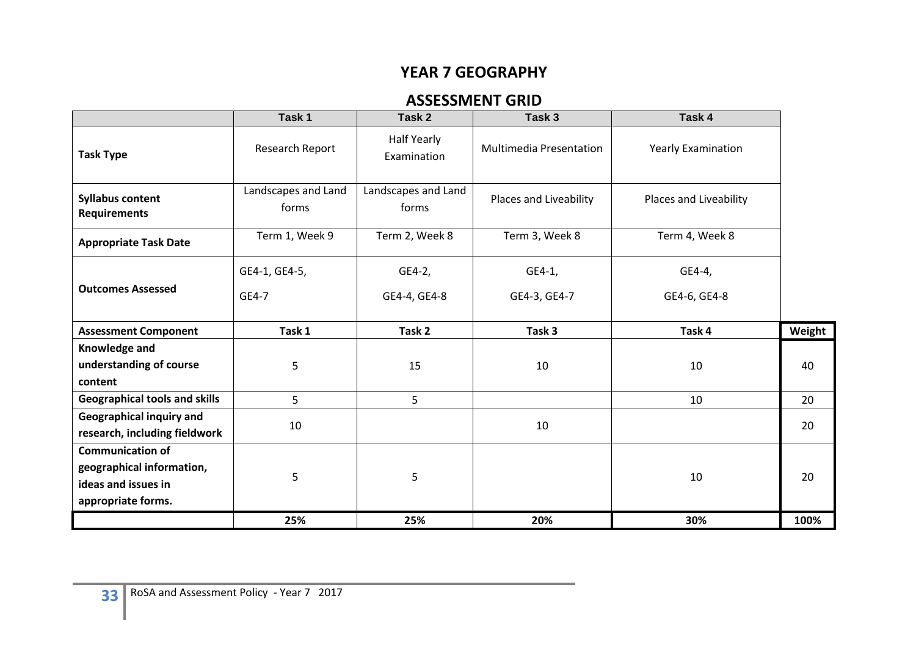# YEAR 7 GEOGRAPHY

## ASSESSMENT GRID

| | Task 1 | Task 2 | Task 3 | Task 4 | |
|---|---|---|---|---|---|
| **Task Type** | Research Report | Half Yearly Examination | Multimedia Presentation | Yearly Examination | |
| **Syllabus content Requirements** | Landscapes and Land forms | Landscapes and Land forms | Places and Liveability | Places and Liveability | |
| **Appropriate Task Date** | Term 1, Week 9 | Term 2, Week 8 | Term 3, Week 8 | Term 4, Week 8 | |
| **Outcomes Assessed** | GE4-1, GE4-5, GE4-7 | GE4-2, GE4-4, GE4-8 | GE4-1, GE4-3, GE4-7 | GE4-4, GE4-6, GE4-8 | |
| **Assessment Component** | **Task 1** | **Task 2** | **Task 3** | **Task 4** | **Weight** |
| **Knowledge and understanding of course content** | 5 | 15 | 10 | 10 | 40 |
| **Geographical tools and skills** | 5 | 5 | | 10 | 20 |
| **Geographical inquiry and research, including fieldwork** | 10 | | 10 | | 20 |
| **Communication of geographical information, ideas and issues in appropriate forms.** | 5 | 5 | | 10 | 20 |
| | **25%** | **25%** | **20%** | **30%** | **100%** |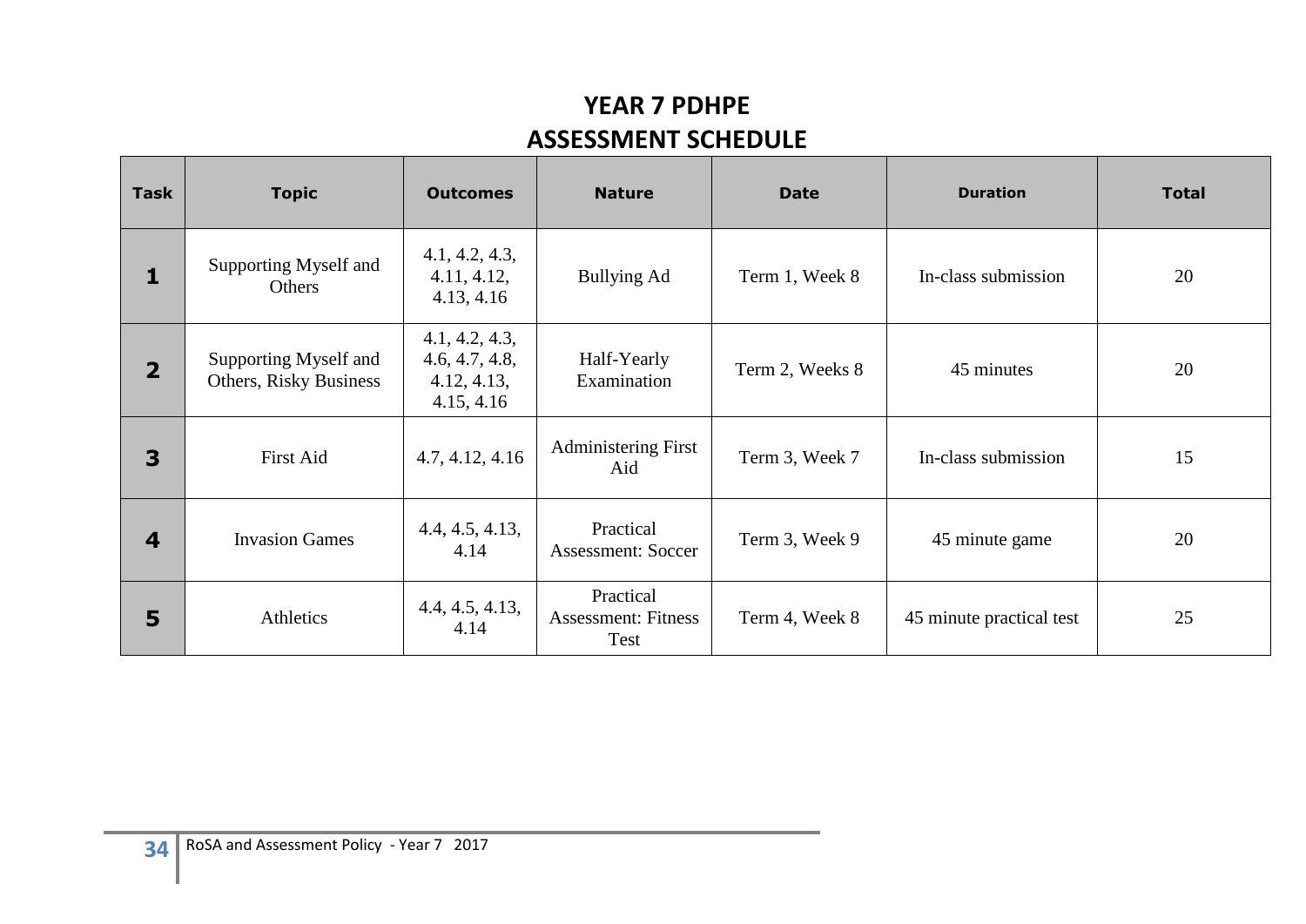# YEAR 7 PDHPE
## ASSESSMENT SCHEDULE

| Task | Topic | Outcomes | Nature | Date | Duration | Total |
|---|---|---|---|---|---|---|
| **1** | Supporting Myself and Others | 4.1, 4.2, 4.3, 4.11, 4.12, 4.13, 4.16 | Bullying Ad | Term 1, Week 8 | In-class submission | 20 |
| **2** | Supporting Myself and Others, Risky Business | 4.1, 4.2, 4.3, 4.6, 4.7, 4.8, 4.12, 4.13, 4.15, 4.16 | Half-Yearly Examination | Term 2, Weeks 8 | 45 minutes | 20 |
| **3** | First Aid | 4.7, 4.12, 4.16 | Administering First Aid | Term 3, Week 7 | In-class submission | 15 |
| **4** | Invasion Games | 4.4, 4.5, 4.13, 4.14 | Practical Assessment: Soccer | Term 3, Week 9 | 45 minute game | 20 |
| **5** | Athletics | 4.4, 4.5, 4.13, 4.14 | Practical Assessment: Fitness Test | Term 4, Week 8 | 45 minute practical test | 25 |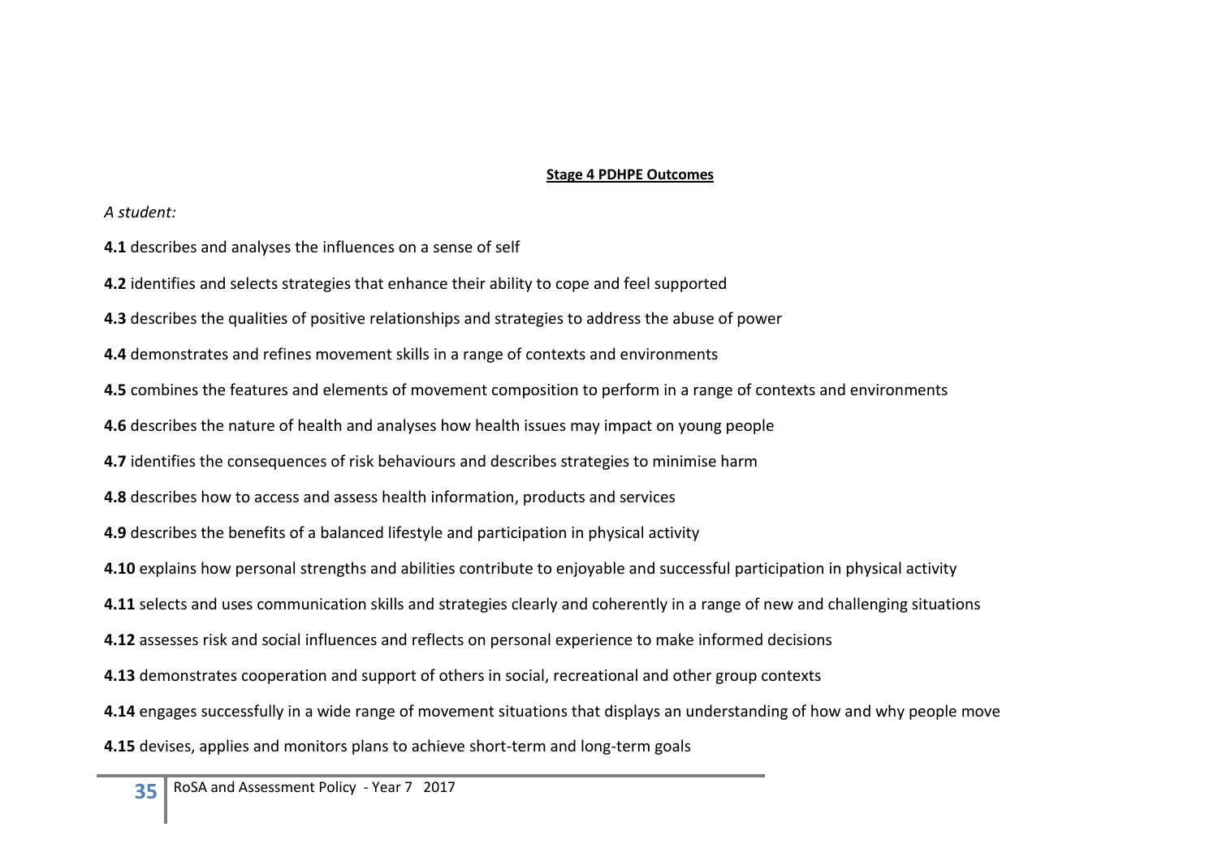## Stage 4 PDHPE Outcomes

*A student:*

**4.1** describes and analyses the influences on a sense of self

**4.2** identifies and selects strategies that enhance their ability to cope and feel supported

**4.3** describes the qualities of positive relationships and strategies to address the abuse of power

**4.4** demonstrates and refines movement skills in a range of contexts and environments

**4.5** combines the features and elements of movement composition to perform in a range of contexts and environments

**4.6** describes the nature of health and analyses how health issues may impact on young people

**4.7** identifies the consequences of risk behaviours and describes strategies to minimise harm

**4.8** describes how to access and assess health information, products and services

**4.9** describes the benefits of a balanced lifestyle and participation in physical activity

**4.10** explains how personal strengths and abilities contribute to enjoyable and successful participation in physical activity

**4.11** selects and uses communication skills and strategies clearly and coherently in a range of new and challenging situations

**4.12** assesses risk and social influences and reflects on personal experience to make informed decisions

**4.13** demonstrates cooperation and support of others in social, recreational and other group contexts

**4.14** engages successfully in a wide range of movement situations that displays an understanding of how and why people move

**4.15** devises, applies and monitors plans to achieve short-term and long-term goals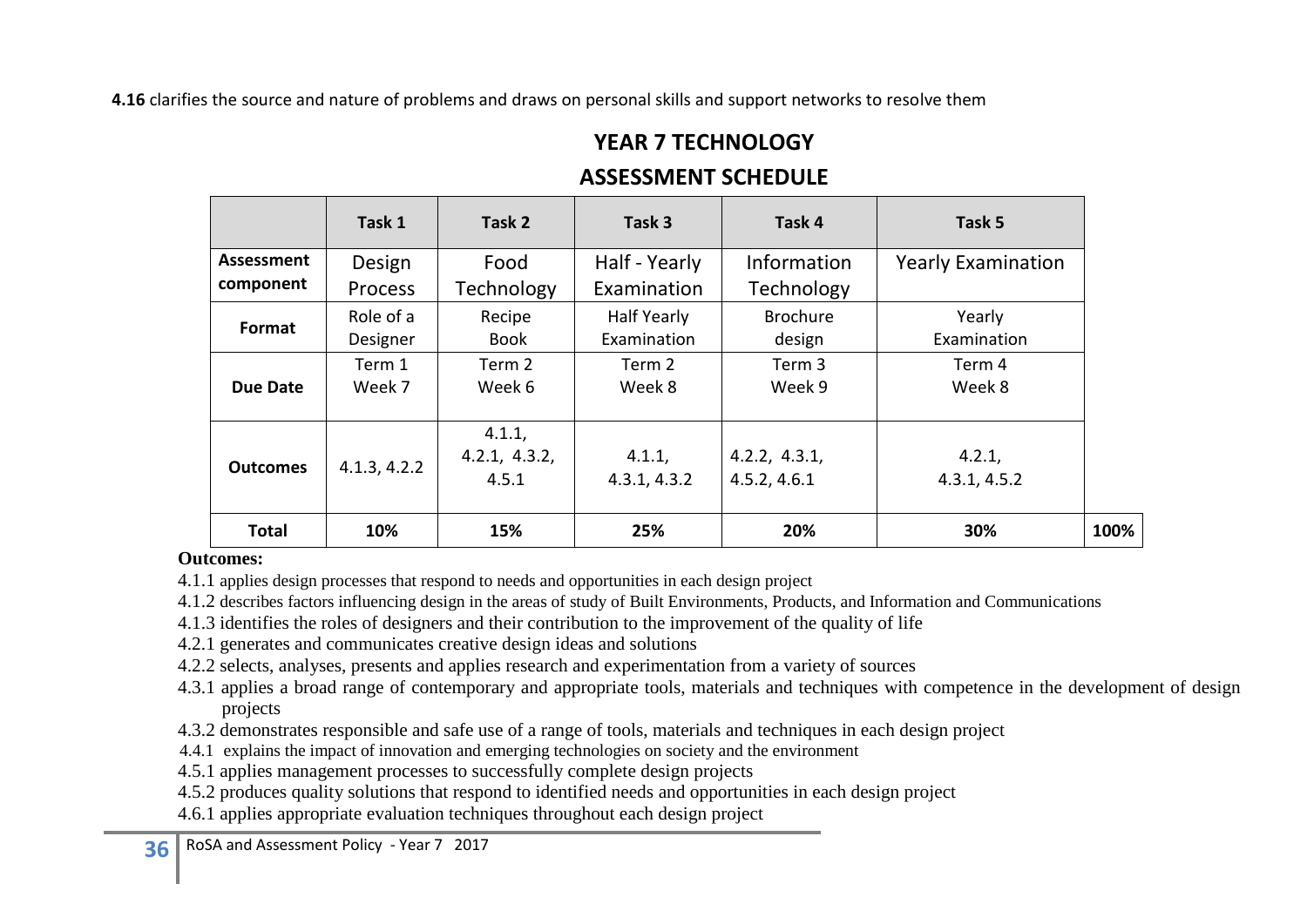**4.16** clarifies the source and nature of problems and draws on personal skills and support networks to resolve them

## YEAR 7 TECHNOLOGY

## ASSESSMENT SCHEDULE

| | Task 1 | Task 2 | Task 3 | Task 4 | Task 5 | |
|---|---|---|---|---|---|---|
| **Assessment component** | Design Process | Food Technology | Half - Yearly Examination | Information Technology | Yearly Examination | |
| **Format** | Role of a Designer | Recipe Book | Half Yearly Examination | Brochure design | Yearly Examination | |
| **Due Date** | Term 1 Week 7 | Term 2 Week 6 | Term 2 Week 8 | Term 3 Week 9 | Term 4 Week 8 | |
| **Outcomes** | 4.1.3, 4.2.2 | 4.1.1, 4.2.1, 4.3.2, 4.5.1 | 4.1.1, 4.3.1, 4.3.2 | 4.2.2, 4.3.1, 4.5.2, 4.6.1 | 4.2.1, 4.3.1, 4.5.2 | |
| **Total** | **10%** | **15%** | **25%** | **20%** | **30%** | **100%** |

**Outcomes:**

4.1.1 applies design processes that respond to needs and opportunities in each design project

4.1.2 describes factors influencing design in the areas of study of Built Environments, Products, and Information and Communications

4.1.3 identifies the roles of designers and their contribution to the improvement of the quality of life

4.2.1 generates and communicates creative design ideas and solutions

4.2.2 selects, analyses, presents and applies research and experimentation from a variety of sources

4.3.1 applies a broad range of contemporary and appropriate tools, materials and techniques with competence in the development of design projects

4.3.2 demonstrates responsible and safe use of a range of tools, materials and techniques in each design project

4.4.1 explains the impact of innovation and emerging technologies on society and the environment

4.5.1 applies management processes to successfully complete design projects

4.5.2 produces quality solutions that respond to identified needs and opportunities in each design project

4.6.1 applies appropriate evaluation techniques throughout each design project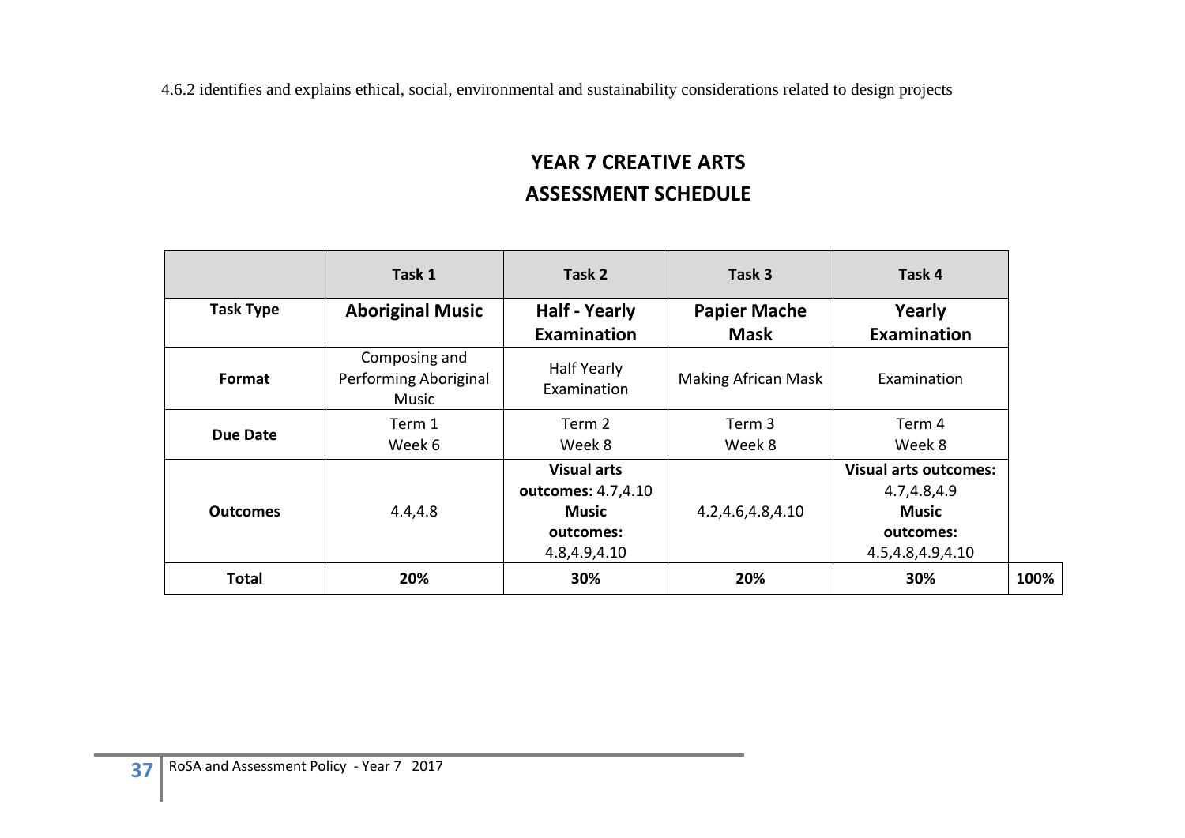4.6.2 identifies and explains ethical, social, environmental and sustainability considerations related to design projects

# YEAR 7 CREATIVE ARTS
# ASSESSMENT SCHEDULE

| | Task 1 | Task 2 | Task 3 | Task 4 | |
|---|---|---|---|---|---|
| **Task Type** | **Aboriginal Music** | **Half - Yearly Examination** | **Papier Mache Mask** | **Yearly Examination** | |
| **Format** | Composing and Performing Aboriginal Music | Half Yearly Examination | Making African Mask | Examination | |
| **Due Date** | Term 1 Week 6 | Term 2 Week 8 | Term 3 Week 8 | Term 4 Week 8 | |
| **Outcomes** | 4.4,4.8 | **Visual arts outcomes:** 4.7,4.10 **Music outcomes:** 4.8,4.9,4.10 | 4.2,4.6,4.8,4.10 | **Visual arts outcomes:** 4.7,4.8,4.9 **Music outcomes:** 4.5,4.8,4.9,4.10 | |
| **Total** | **20%** | **30%** | **20%** | **30%** | **100%** |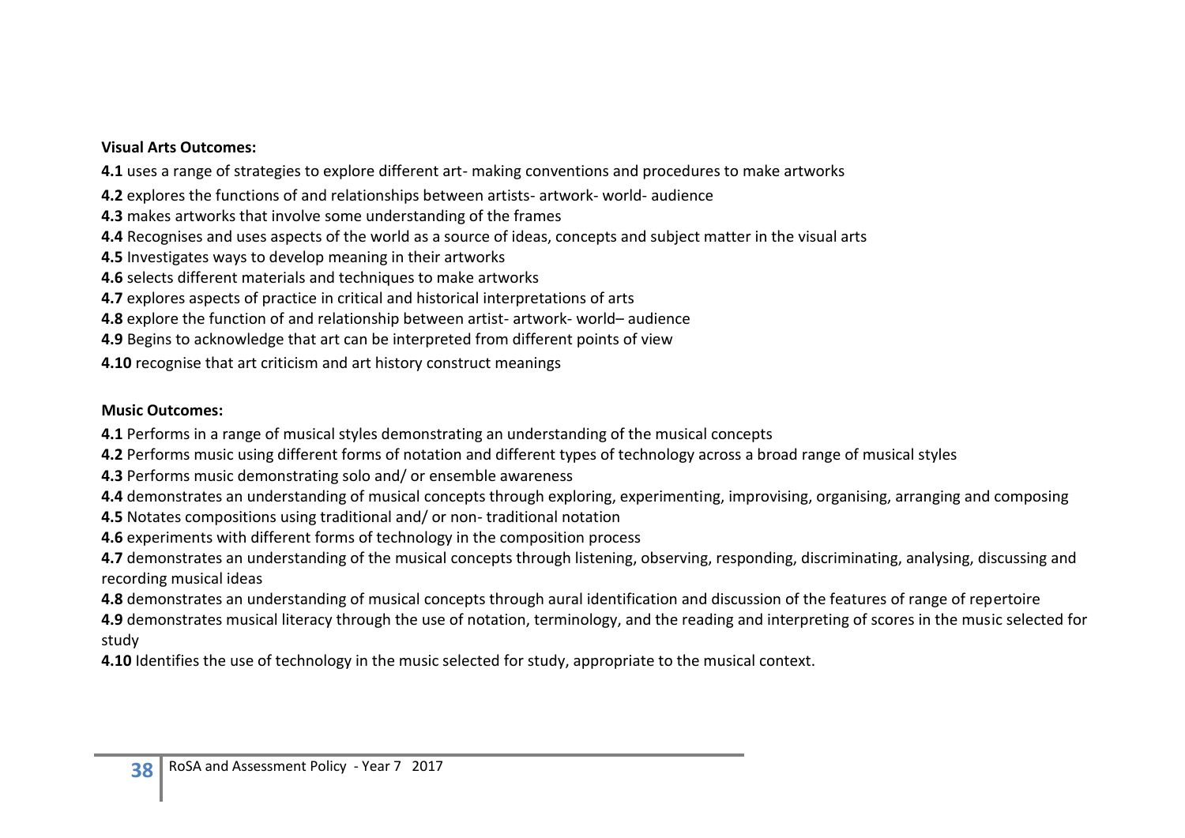**Visual Arts Outcomes:**

**4.1** uses a range of strategies to explore different art- making conventions and procedures to make artworks

**4.2** explores the functions of and relationships between artists- artwork- world- audience

**4.3** makes artworks that involve some understanding of the frames

**4.4** Recognises and uses aspects of the world as a source of ideas, concepts and subject matter in the visual arts

**4.5** Investigates ways to develop meaning in their artworks

**4.6** selects different materials and techniques to make artworks

**4.7** explores aspects of practice in critical and historical interpretations of arts

**4.8** explore the function of and relationship between artist- artwork- world– audience

**4.9** Begins to acknowledge that art can be interpreted from different points of view

**4.10** recognise that art criticism and art history construct meanings

**Music Outcomes:**

**4.1** Performs in a range of musical styles demonstrating an understanding of the musical concepts

**4.2** Performs music using different forms of notation and different types of technology across a broad range of musical styles

**4.3** Performs music demonstrating solo and/ or ensemble awareness

**4.4** demonstrates an understanding of musical concepts through exploring, experimenting, improvising, organising, arranging and composing

**4.5** Notates compositions using traditional and/ or non- traditional notation

**4.6** experiments with different forms of technology in the composition process

**4.7** demonstrates an understanding of the musical concepts through listening, observing, responding, discriminating, analysing, discussing and recording musical ideas

**4.8** demonstrates an understanding of musical concepts through aural identification and discussion of the features of range of repertoire

**4.9** demonstrates musical literacy through the use of notation, terminology, and the reading and interpreting of scores in the music selected for study

**4.10** Identifies the use of technology in the music selected for study, appropriate to the musical context.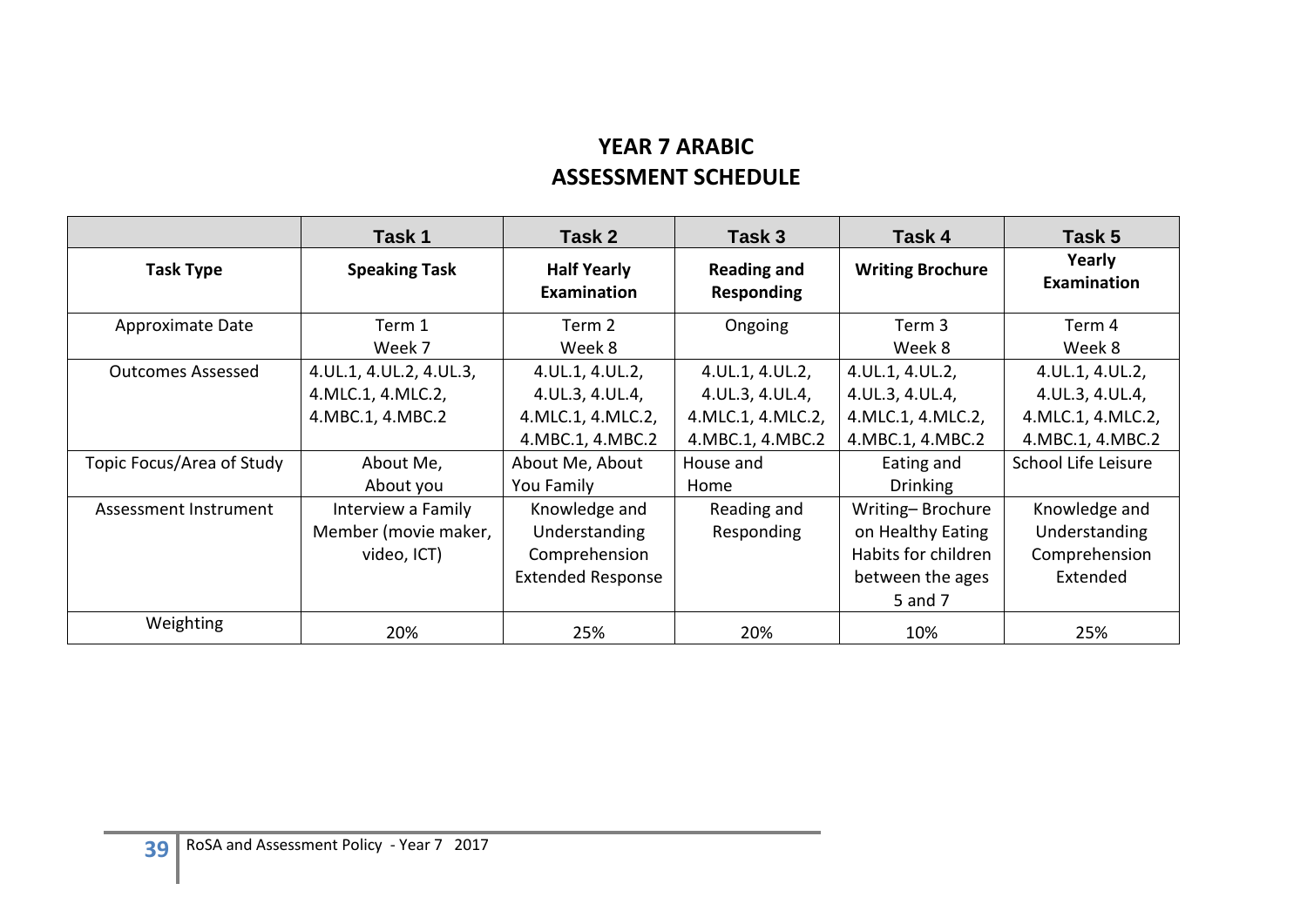# YEAR 7 ARABIC
# ASSESSMENT SCHEDULE

| | Task 1 | Task 2 | Task 3 | Task 4 | Task 5 |
|---|---|---|---|---|---|
| **Task Type** | **Speaking Task** | **Half Yearly Examination** | **Reading and Responding** | **Writing Brochure** | **Yearly Examination** |
| Approximate Date | Term 1 Week 7 | Term 2 Week 8 | Ongoing | Term 3 Week 8 | Term 4 Week 8 |
| Outcomes Assessed | 4.UL.1, 4.UL.2, 4.UL.3, 4.MLC.1, 4.MLC.2, 4.MBC.1, 4.MBC.2 | 4.UL.1, 4.UL.2, 4.UL.3, 4.UL.4, 4.MLC.1, 4.MLC.2, 4.MBC.1, 4.MBC.2 | 4.UL.1, 4.UL.2, 4.UL.3, 4.UL.4, 4.MLC.1, 4.MLC.2, 4.MBC.1, 4.MBC.2 | 4.UL.1, 4.UL.2, 4.UL.3, 4.UL.4, 4.MLC.1, 4.MLC.2, 4.MBC.1, 4.MBC.2 | 4.UL.1, 4.UL.2, 4.UL.3, 4.UL.4, 4.MLC.1, 4.MLC.2, 4.MBC.1, 4.MBC.2 |
| Topic Focus/Area of Study | About Me, About you | About Me, About You Family | House and Home | Eating and Drinking | School Life Leisure |
| Assessment Instrument | Interview a Family Member (movie maker, video, ICT) | Knowledge and Understanding Comprehension Extended Response | Reading and Responding | Writing– Brochure on Healthy Eating Habits for children between the ages 5 and 7 | Knowledge and Understanding Comprehension Extended |
| Weighting | 20% | 25% | 20% | 10% | 25% |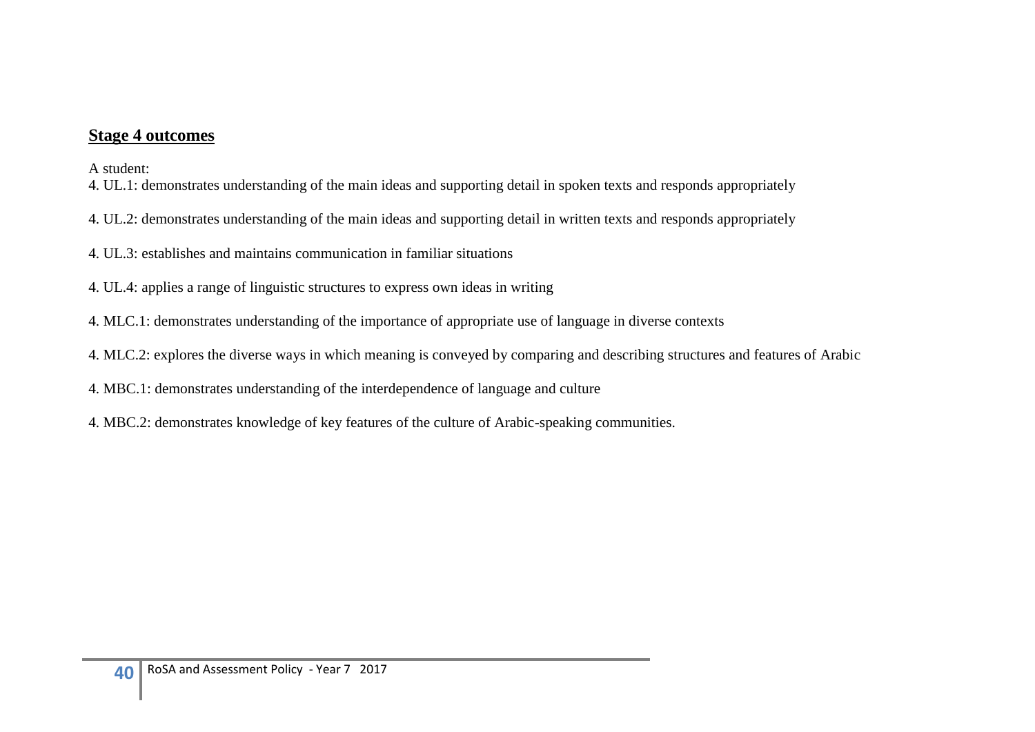## Stage 4 outcomes

A student:

4. UL.1: demonstrates understanding of the main ideas and supporting detail in spoken texts and responds appropriately

4. UL.2: demonstrates understanding of the main ideas and supporting detail in written texts and responds appropriately

4. UL.3: establishes and maintains communication in familiar situations

4. UL.4: applies a range of linguistic structures to express own ideas in writing

4. MLC.1: demonstrates understanding of the importance of appropriate use of language in diverse contexts

4. MLC.2: explores the diverse ways in which meaning is conveyed by comparing and describing structures and features of Arabic

4. MBC.1: demonstrates understanding of the interdependence of language and culture

4. MBC.2: demonstrates knowledge of key features of the culture of Arabic-speaking communities.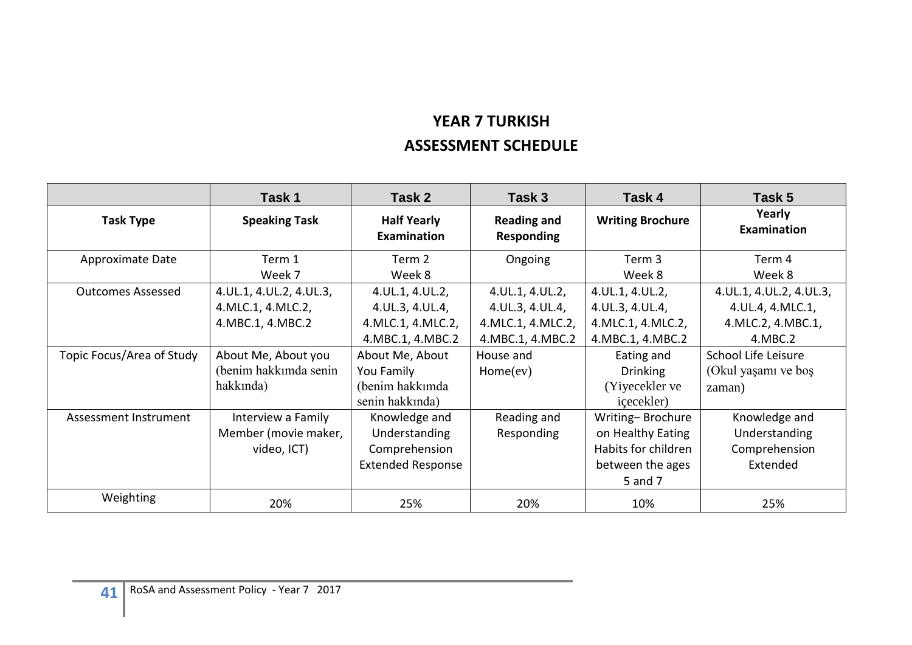# YEAR 7 TURKISH

# ASSESSMENT SCHEDULE

| | Task 1 | Task 2 | Task 3 | Task 4 | Task 5 |
|---|---|---|---|---|---|
| **Task Type** | **Speaking Task** | **Half Yearly Examination** | **Reading and Responding** | **Writing Brochure** | **Yearly Examination** |
| Approximate Date | Term 1 Week 7 | Term 2 Week 8 | Ongoing | Term 3 Week 8 | Term 4 Week 8 |
| Outcomes Assessed | 4.UL.1, 4.UL.2, 4.UL.3, 4.MLC.1, 4.MLC.2, 4.MBC.1, 4.MBC.2 | 4.UL.1, 4.UL.2, 4.UL.3, 4.UL.4, 4.MLC.1, 4.MLC.2, 4.MBC.1, 4.MBC.2 | 4.UL.1, 4.UL.2, 4.UL.3, 4.UL.4, 4.MLC.1, 4.MLC.2, 4.MBC.1, 4.MBC.2 | 4.UL.1, 4.UL.2, 4.UL.3, 4.UL.4, 4.MLC.1, 4.MLC.2, 4.MBC.1, 4.MBC.2 | 4.UL.1, 4.UL.2, 4.UL.3, 4.UL.4, 4.MLC.1, 4.MLC.2, 4.MBC.1, 4.MBC.2 |
| Topic Focus/Area of Study | About Me, About you (benim hakkımda senin hakkında) | About Me, About You Family (benim hakkımda senin hakkında) | House and Home(ev) | Eating and Drinking (Yiyecekler ve içecekler) | School Life Leisure (Okul yaşamı ve boş zaman) |
| Assessment Instrument | Interview a Family Member (movie maker, video, ICT) | Knowledge and Understanding Comprehension Extended Response | Reading and Responding | Writing– Brochure on Healthy Eating Habits for children between the ages 5 and 7 | Knowledge and Understanding Comprehension Extended |
| Weighting | 20% | 25% | 20% | 10% | 25% |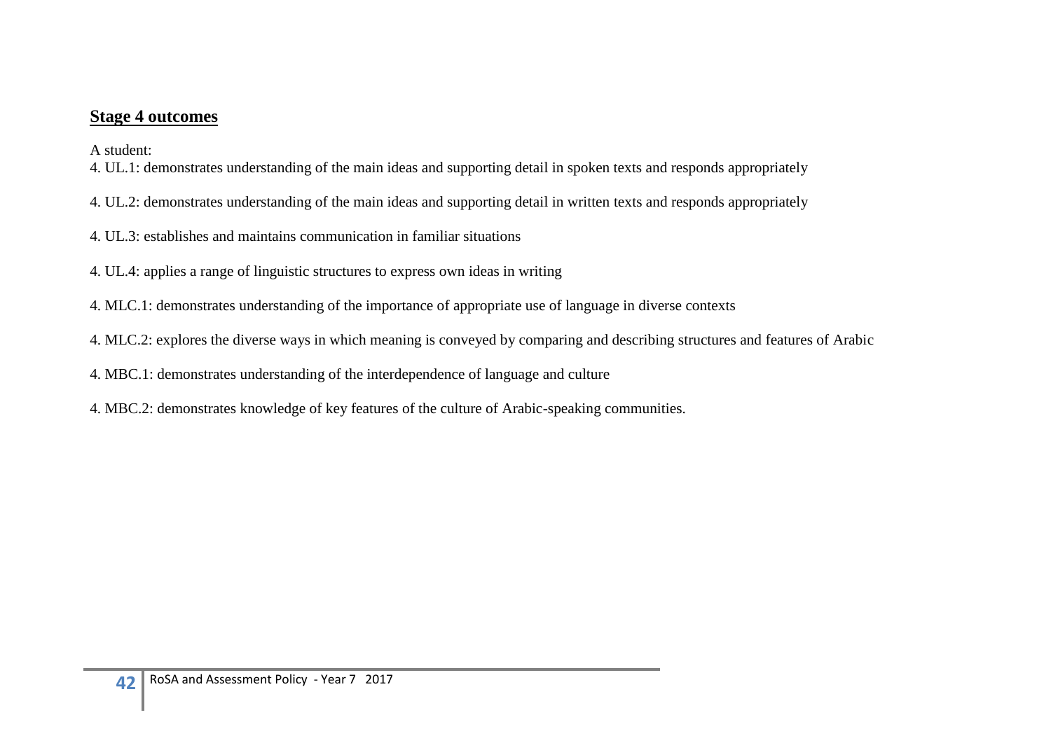## Stage 4 outcomes

A student:

4. UL.1: demonstrates understanding of the main ideas and supporting detail in spoken texts and responds appropriately

4. UL.2: demonstrates understanding of the main ideas and supporting detail in written texts and responds appropriately

4. UL.3: establishes and maintains communication in familiar situations

4. UL.4: applies a range of linguistic structures to express own ideas in writing

4. MLC.1: demonstrates understanding of the importance of appropriate use of language in diverse contexts

4. MLC.2: explores the diverse ways in which meaning is conveyed by comparing and describing structures and features of Arabic

4. MBC.1: demonstrates understanding of the interdependence of language and culture

4. MBC.2: demonstrates knowledge of key features of the culture of Arabic-speaking communities.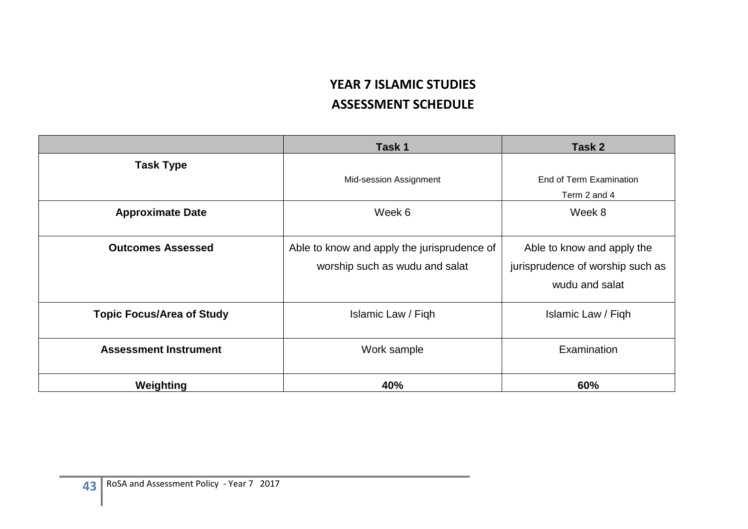# YEAR 7 ISLAMIC STUDIES

## ASSESSMENT SCHEDULE

| | Task 1 | Task 2 |
|---|---|---|
| **Task Type** | Mid-session Assignment | End of Term Examination Term 2 and 4 |
| **Approximate Date** | Week 6 | Week 8 |
| **Outcomes Assessed** | Able to know and apply the jurisprudence of worship such as wudu and salat | Able to know and apply the jurisprudence of worship such as wudu and salat |
| **Topic Focus/Area of Study** | Islamic Law / Fiqh | Islamic Law / Fiqh |
| **Assessment Instrument** | Work sample | Examination |
| **Weighting** | **40%** | **60%** |